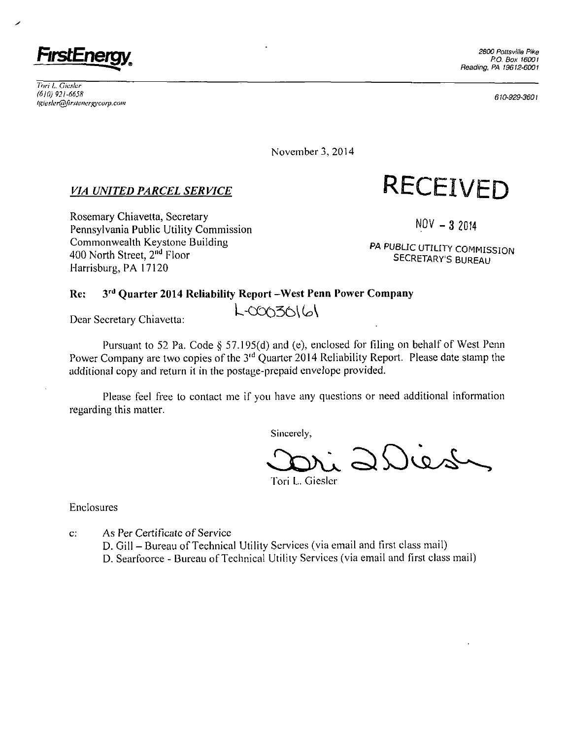**FirstEnergy**

2800 Pottsville Pike
P.O. Box 16001
Reading, PA 19612-6001

610-929-3601

*Tori L. Giesler*
*(610) 921-6658*
*tgiesler@firstenergycorp.com*

November 3, 2014

*VIA UNITED PARCEL SERVICE*

RECEIVED

NOV - 3 2014

PA PUBLIC UTILITY COMMISSION
SECRETARY'S BUREAU

Rosemary Chiavetta, Secretary
Pennsylvania Public Utility Commission
Commonwealth Keystone Building
400 North Street, 2nd Floor
Harrisburg, PA 17120

**Re: 3rd Quarter 2014 Reliability Report –West Penn Power Company**

L-00030161

Dear Secretary Chiavetta:

Pursuant to 52 Pa. Code § 57.195(d) and (e), enclosed for filing on behalf of West Penn Power Company are two copies of the 3rd Quarter 2014 Reliability Report. Please date stamp the additional copy and return it in the postage-prepaid envelope provided.

Please feel free to contact me if you have any questions or need additional information regarding this matter.

Sincerely,

Tori L. Giesler

Enclosures

c: As Per Certificate of Service
D. Gill – Bureau of Technical Utility Services (via email and first class mail)
D. Searfoorce - Bureau of Technical Utility Services (via email and first class mail)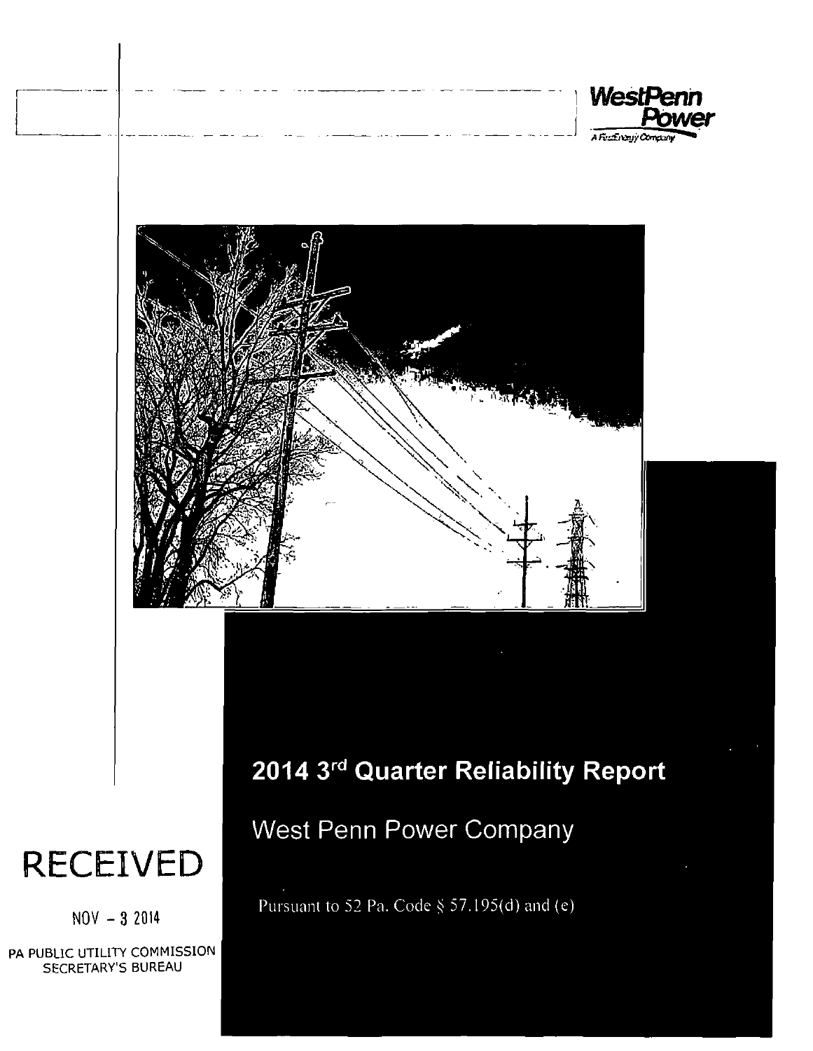WestPenn Power

A FirstEnergy Company

# 2014 3rd Quarter Reliability Report

## West Penn Power Company

Pursuant to 52 Pa. Code § 57.195(d) and (e)

RECEIVED

NOV - 3 2014

PA PUBLIC UTILITY COMMISSION
SECRETARY'S BUREAU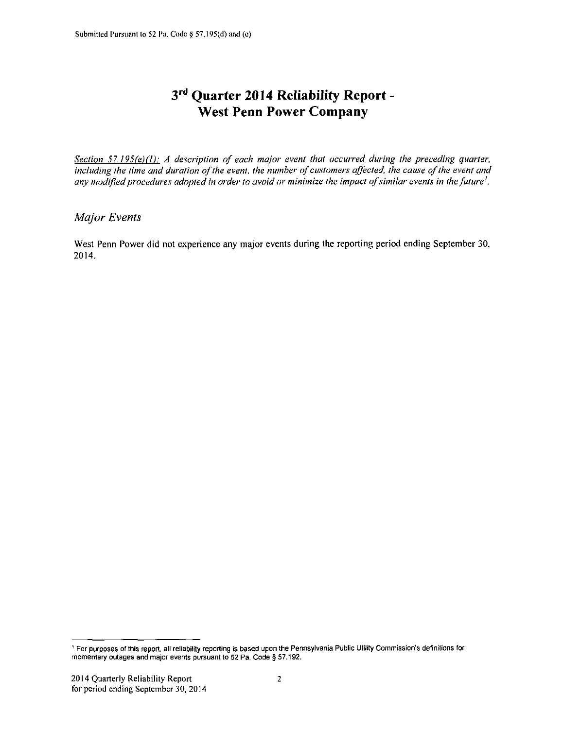Submitted Pursuant to 52 Pa. Code § 57.195(d) and (e)

# 3rd Quarter 2014 Reliability Report - West Penn Power Company

*Section 57.195(e)(1): A description of each major event that occurred during the preceding quarter, including the time and duration of the event, the number of customers affected, the cause of the event and any modified procedures adopted in order to avoid or minimize the impact of similar events in the future*[1].

## *Major Events*

West Penn Power did not experience any major events during the reporting period ending September 30, 2014.

---

[1] For purposes of this report, all reliability reporting is based upon the Pennsylvania Public Utility Commission's definitions for momentary outages and major events pursuant to 52 Pa. Code § 57.192.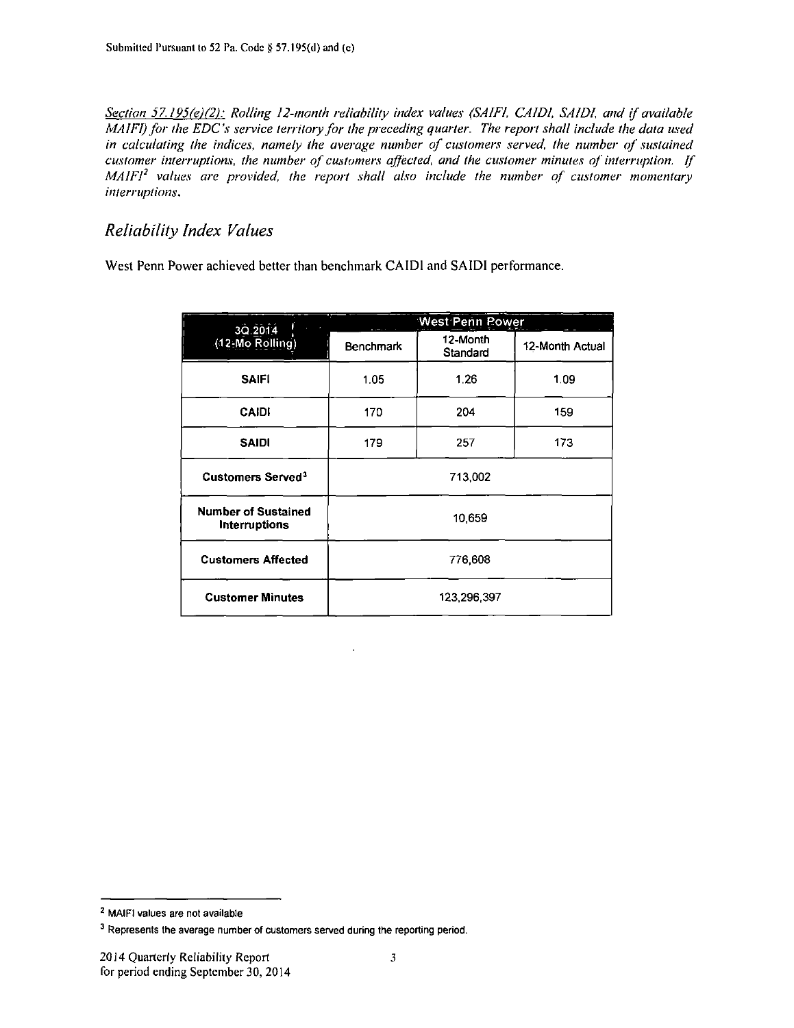Submitted Pursuant to 52 Pa. Code § 57.195(d) and (e)

*Section 57.195(e)(2): Rolling 12-month reliability index values (SAIFI, CAIDI, SAIDI, and if available MAIFI) for the EDC's service territory for the preceding quarter. The report shall include the data used in calculating the indices, namely the average number of customers served, the number of sustained customer interruptions, the number of customers affected, and the customer minutes of interruption. If MAIFI[2] values are provided, the report shall also include the number of customer momentary interruptions.*

## *Reliability Index Values*

West Penn Power achieved better than benchmark CAIDI and SAIDI performance.

| 3Q 2014 (12-Mo Rolling) | West Penn Power | | |
|---|---|---|---|
| | Benchmark | 12-Month Standard | 12-Month Actual |
| **SAIFI** | 1.05 | 1.26 | 1.09 |
| **CAIDI** | 170 | 204 | 159 |
| **SAIDI** | 179 | 257 | 173 |
| **Customers Served**[3] | 713,002 | | |
| **Number of Sustained Interruptions** | 10,659 | | |
| **Customers Affected** | 776,608 | | |
| **Customer Minutes** | 123,296,397 | | |

[2] MAIFI values are not available

[3] Represents the average number of customers served during the reporting period.

2014 Quarterly Reliability Report
for period ending September 30, 2014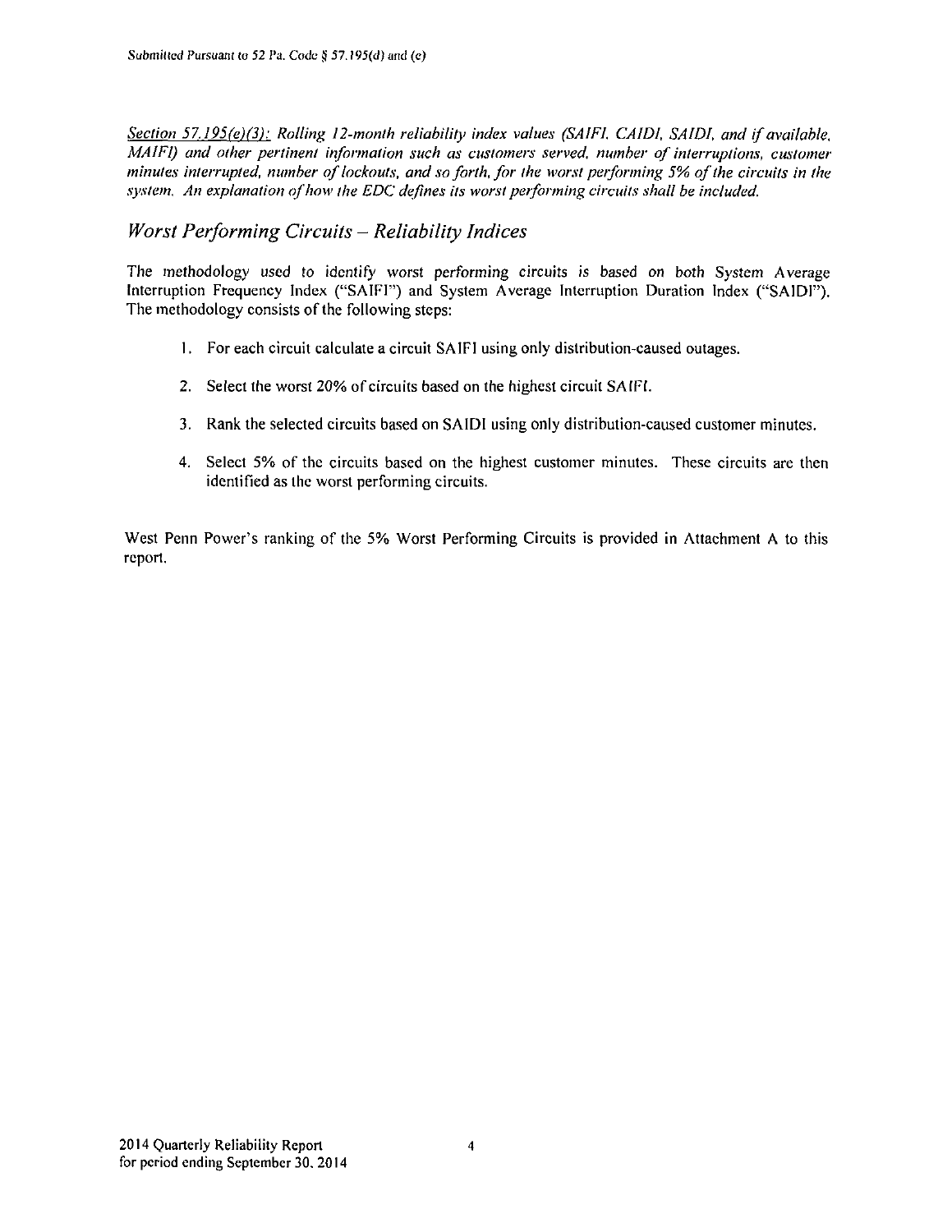*Section 57.195(e)(3): Rolling 12-month reliability index values (SAIFI, CAIDI, SAIDI, and if available, MAIFI) and other pertinent information such as customers served, number of interruptions, customer minutes interrupted, number of lockouts, and so forth, for the worst performing 5% of the circuits in the system. An explanation of how the EDC defines its worst performing circuits shall be included.*

## *Worst Performing Circuits – Reliability Indices*

The methodology used to identify worst performing circuits is based on both System Average Interruption Frequency Index ("SAIFI") and System Average Interruption Duration Index ("SAIDI"). The methodology consists of the following steps:

1. For each circuit calculate a circuit SAIFI using only distribution-caused outages.
2. Select the worst 20% of circuits based on the highest circuit SAIFI.
3. Rank the selected circuits based on SAIDI using only distribution-caused customer minutes.
4. Select 5% of the circuits based on the highest customer minutes. These circuits are then identified as the worst performing circuits.

West Penn Power's ranking of the 5% Worst Performing Circuits is provided in Attachment A to this report.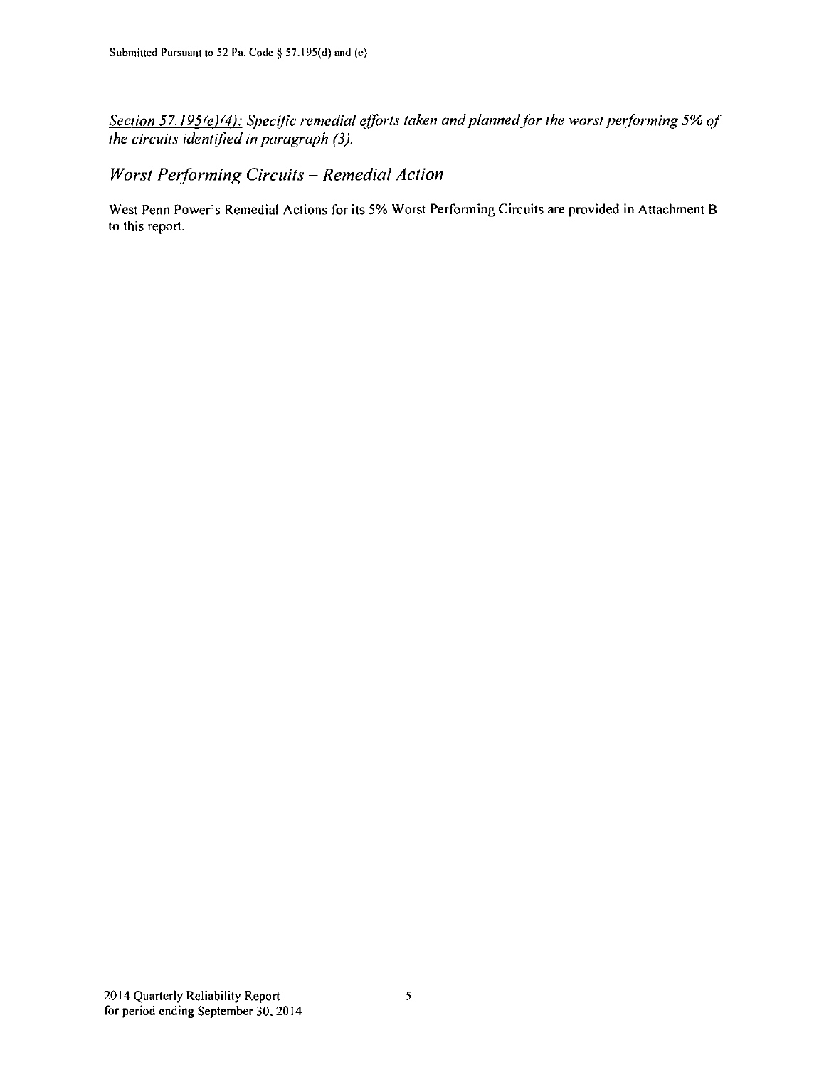*<u>Section 57.195(e)(4):</u> Specific remedial efforts taken and planned for the worst performing 5% of the circuits identified in paragraph (3).*

## *Worst Performing Circuits – Remedial Action*

West Penn Power's Remedial Actions for its 5% Worst Performing Circuits are provided in Attachment B to this report.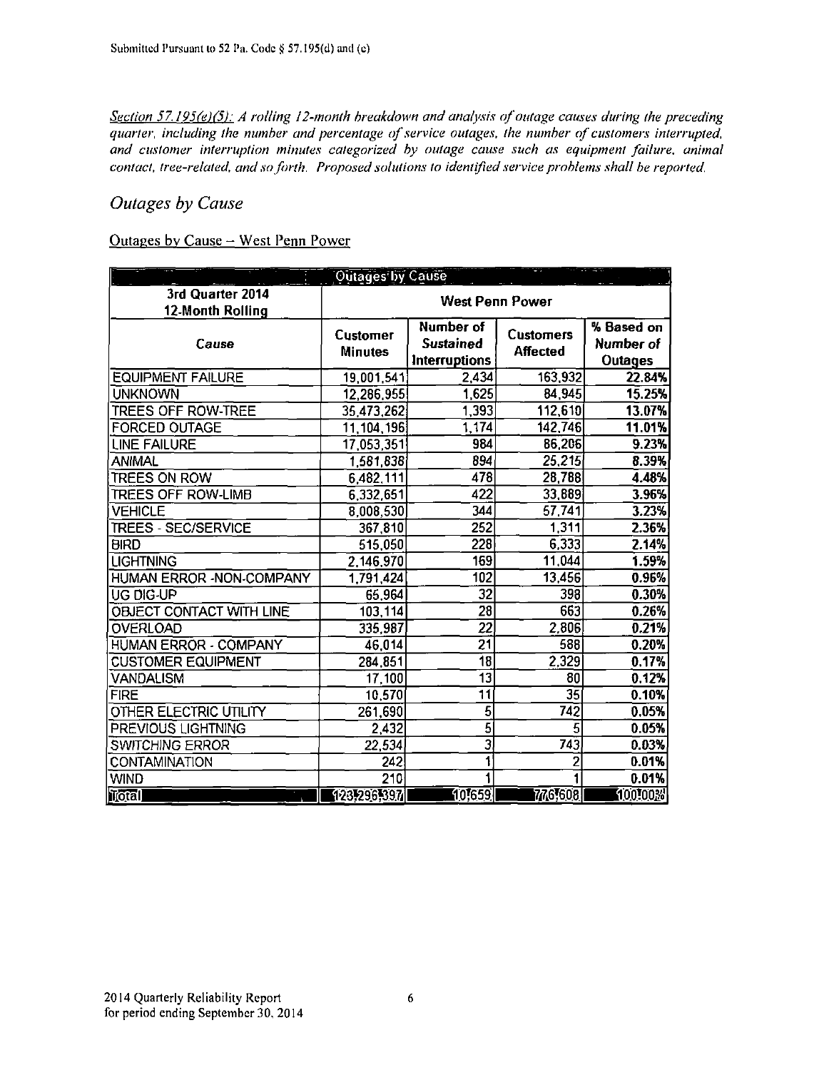Submitted Pursuant to 52 Pa. Code § 57.195(d) and (e)

*Section 57.195(e)(5): A rolling 12-month breakdown and analysis of outage causes during the preceding quarter, including the number and percentage of service outages, the number of customers interrupted, and customer interruption minutes categorized by outage cause such as equipment failure, animal contact, tree-related, and so forth. Proposed solutions to identified service problems shall be reported.*

## *Outages by Cause*

Outages by Cause – West Penn Power

| Outages by Cause | | | | |
|---|---|---|---|---|
| **3rd Quarter 2014 12-Month Rolling** | **West Penn Power** | | | |
| **Cause** | **Customer Minutes** | **Number of *Sustained* Interruptions** | **Customers Affected** | **% Based on Number of Outages** |
| EQUIPMENT FAILURE | 19,001,541 | 2,434 | 163,932 | 22.84% |
| UNKNOWN | 12,286,955 | 1,625 | 84,945 | 15.25% |
| TREES OFF ROW-TREE | 35,473,262 | 1,393 | 112,610 | 13.07% |
| FORCED OUTAGE | 11,104,196 | 1,174 | 142,746 | 11.01% |
| LINE FAILURE | 17,053,351 | 984 | 86,206 | 9.23% |
| ANIMAL | 1,581,838 | 894 | 25,215 | 8.39% |
| TREES ON ROW | 6,482,111 | 478 | 28,788 | 4.48% |
| TREES OFF ROW-LIMB | 6,332,651 | 422 | 33,889 | 3.96% |
| VEHICLE | 8,008,530 | 344 | 57,741 | 3.23% |
| TREES - SEC/SERVICE | 367,810 | 252 | 1,311 | 2.36% |
| BIRD | 515,050 | 228 | 6,333 | 2.14% |
| LIGHTNING | 2,146,970 | 169 | 11,044 | 1.59% |
| HUMAN ERROR -NON-COMPANY | 1,791,424 | 102 | 13,456 | 0.96% |
| UG DIG-UP | 65,964 | 32 | 398 | 0.30% |
| OBJECT CONTACT WITH LINE | 103,114 | 28 | 663 | 0.26% |
| OVERLOAD | 335,987 | 22 | 2,806 | 0.21% |
| HUMAN ERROR - COMPANY | 46,014 | 21 | 588 | 0.20% |
| CUSTOMER EQUIPMENT | 284,851 | 18 | 2,329 | 0.17% |
| VANDALISM | 17,100 | 13 | 80 | 0.12% |
| FIRE | 10,570 | 11 | 35 | 0.10% |
| OTHER ELECTRIC UTILITY | 261,690 | 5 | 742 | 0.05% |
| PREVIOUS LIGHTNING | 2,432 | 5 | 5 | 0.05% |
| SWITCHING ERROR | 22,534 | 3 | 743 | 0.03% |
| CONTAMINATION | 242 | 1 | 2 | 0.01% |
| WIND | 210 | 1 | 1 | 0.01% |
| **Total** | **123,296,397** | **10,659** | **776,608** | **100.00%** |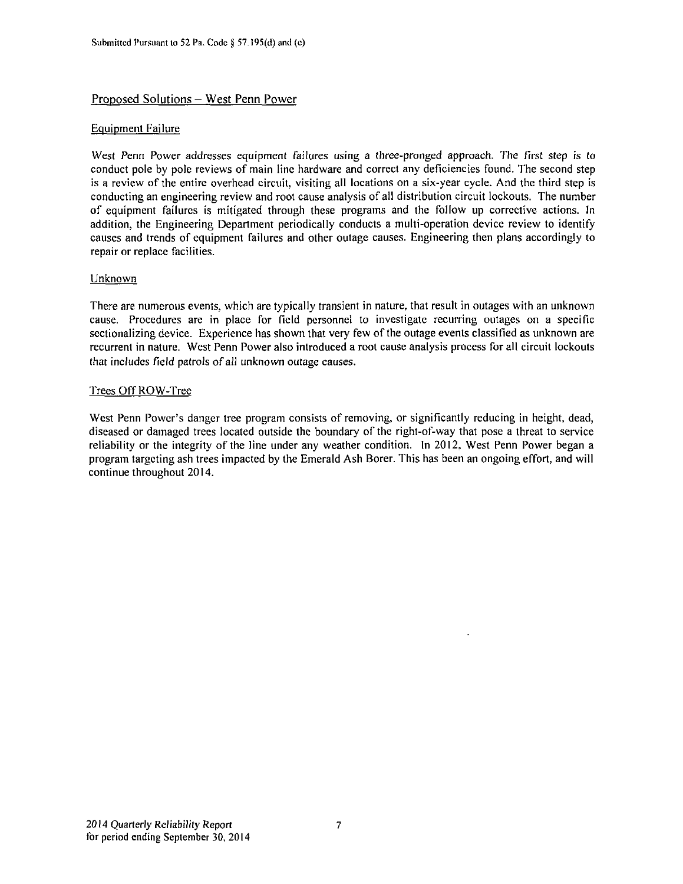## Proposed Solutions – West Penn Power

### Equipment Failure

West Penn Power addresses equipment failures using a three-pronged approach. The first step is to conduct pole by pole reviews of main line hardware and correct any deficiencies found. The second step is a review of the entire overhead circuit, visiting all locations on a six-year cycle. And the third step is conducting an engineering review and root cause analysis of all distribution circuit lockouts. The number of equipment failures is mitigated through these programs and the follow up corrective actions. In addition, the Engineering Department periodically conducts a multi-operation device review to identify causes and trends of equipment failures and other outage causes. Engineering then plans accordingly to repair or replace facilities.

### Unknown

There are numerous events, which are typically transient in nature, that result in outages with an unknown cause. Procedures are in place for field personnel to investigate recurring outages on a specific sectionalizing device. Experience has shown that very few of the outage events classified as unknown are recurrent in nature. West Penn Power also introduced a root cause analysis process for all circuit lockouts that includes field patrols of all unknown outage causes.

### Trees Off ROW-Tree

West Penn Power's danger tree program consists of removing, or significantly reducing in height, dead, diseased or damaged trees located outside the boundary of the right-of-way that pose a threat to service reliability or the integrity of the line under any weather condition. In 2012, West Penn Power began a program targeting ash trees impacted by the Emerald Ash Borer. This has been an ongoing effort, and will continue throughout 2014.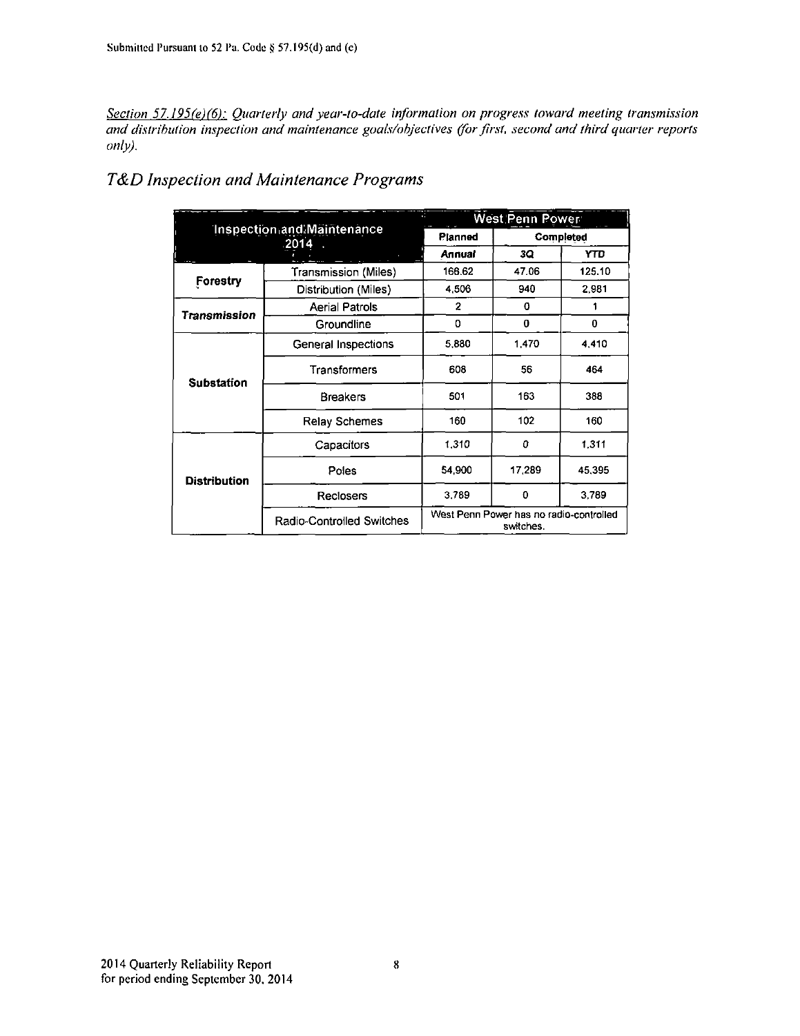Submitted Pursuant to 52 Pa. Code § 57.195(d) and (e)

*Section 57.195(e)(6): Quarterly and year-to-date information on progress toward meeting transmission and distribution inspection and maintenance goals/objectives (for first, second and third quarter reports only).*

## *T&D Inspection and Maintenance Programs*

| Inspection and Maintenance 2014 | | West Penn Power | | |
|---|---|---|---|---|
| | | Planned | Completed | |
| | | Annual | 3Q | YTD |
| **Forestry** | Transmission (Miles) | 168.62 | 47.06 | 125.10 |
| | Distribution (Miles) | 4,506 | 940 | 2,981 |
| ***Transmission*** | Aerial Patrols | 2 | 0 | 1 |
| | Groundline | 0 | 0 | 0 |
| **Substation** | General Inspections | 5,880 | 1,470 | 4,410 |
| | Transformers | 608 | 56 | 464 |
| | Breakers | 501 | 163 | 388 |
| | Relay Schemes | 160 | 102 | 160 |
| **Distribution** | Capacitors | 1,310 | 0 | 1,311 |
| | Poles | 54,900 | 17,289 | 45,395 |
| | Reclosers | 3,789 | 0 | 3,789 |
| | Radio-Controlled Switches | West Penn Power has no radio-controlled switches. | | |

2014 Quarterly Reliability Report
for period ending September 30, 2014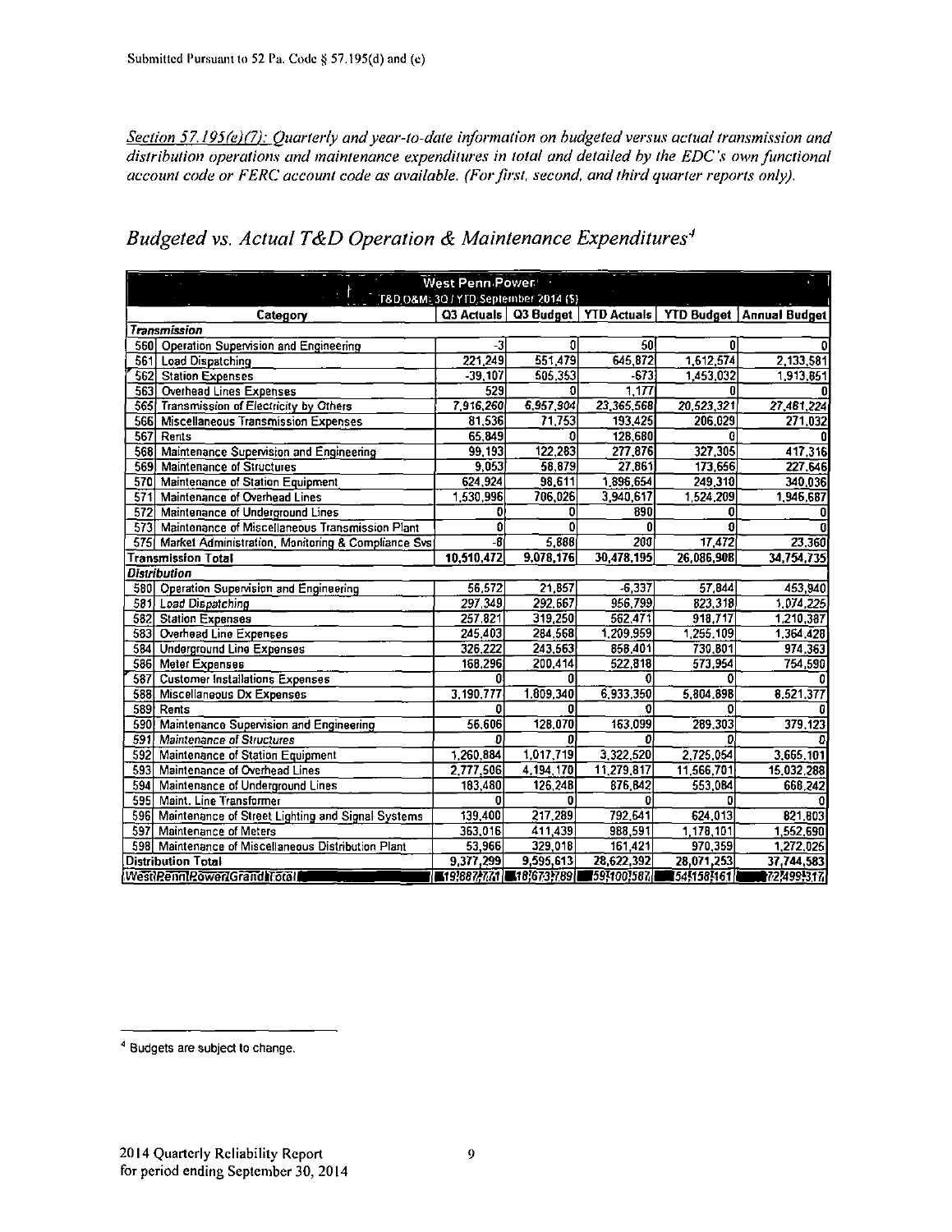Submitted Pursuant to 52 Pa. Code § 57.195(d) and (e)

*Section 57.195(e)(7): Quarterly and year-to-date information on budgeted versus actual transmission and distribution operations and maintenance expenditures in total and detailed by the EDC's own functional account code or FERC account code as available. (For first, second, and third quarter reports only).*

## *Budgeted vs. Actual T&D Operation & Maintenance Expenditures*[4]

| West Penn Power T&D O&M: 3Q / YTD, September 2014 ($) | | | | | | |
|---|---|---|---|---|---|---|
| | Category | Q3 Actuals | Q3 Budget | YTD Actuals | YTD Budget | Annual Budget |
| ***Transmission*** | | | | | | |
| 560 | Operation Supervision and Engineering | -3 | 0 | 50 | 0 | 0 |
| 561 | Load Dispatching | 221,249 | 551,479 | 645,872 | 1,612,574 | 2,133,581 |
| 562 | Station Expenses | -39,107 | 505,353 | -673 | 1,453,032 | 1,913,851 |
| 563 | Overhead Lines Expenses | 529 | 0 | 1,177 | 0 | 0 |
| 565 | Transmission of Electricity by Others | 7,916,260 | 6,957,904 | 23,365,568 | 20,523,321 | 27,461,224 |
| 566 | Miscellaneous Transmission Expenses | 81,536 | 71,753 | 193,425 | 206,029 | 271,032 |
| 567 | Rents | 65,849 | 0 | 128,680 | 0 | 0 |
| 568 | Maintenance Supervision and Engineering | 99,193 | 122,283 | 277,876 | 327,305 | 417,316 |
| 569 | Maintenance of Structures | 9,053 | 58,879 | 27,861 | 173,656 | 227,646 |
| 570 | Maintenance of Station Equipment | 624,924 | 98,611 | 1,896,654 | 249,310 | 340,036 |
| 571 | Maintenance of Overhead Lines | 1,530,996 | 706,026 | 3,940,617 | 1,524,209 | 1,946,687 |
| 572 | Maintenance of Underground Lines | 0 | 0 | 890 | 0 | 0 |
| 573 | Maintenance of Miscellaneous Transmission Plant | 0 | 0 | 0 | 0 | 0 |
| 575 | Market Administration, Monitoring & Compliance Svs | -8 | 5,888 | 200 | 17,472 | 23,360 |
| **Transmission Total** | | 10,510,472 | 9,078,176 | 30,478,195 | 26,086,908 | 34,754,735 |
| ***Distribution*** | | | | | | |
| 580 | Operation Supervision and Engineering | 56,572 | 21,857 | -6,337 | 57,844 | 453,940 |
| 581 | Load Dispatching | 297,349 | 292,667 | 956,799 | 823,318 | 1,074,225 |
| 582 | Station Expenses | 257,821 | 319,250 | 562,471 | 918,717 | 1,210,387 |
| 583 | Overhead Line Expenses | 245,403 | 284,568 | 1,209,959 | 1,255,109 | 1,364,428 |
| 584 | Underground Line Expenses | 326,222 | 243,563 | 858,401 | 730,801 | 974,363 |
| 586 | Meter Expenses | 168,296 | 200,414 | 522,818 | 573,954 | 754,590 |
| 587 | Customer Installations Expenses | 0 | 0 | 0 | 0 | 0 |
| 588 | Miscellaneous Dx Expenses | 3,190,777 | 1,809,340 | 6,933,350 | 5,804,898 | 8,521,377 |
| 589 | Rents | 0 | 0 | 0 | 0 | 0 |
| 590 | Maintenance Supervision and Engineering | 56,606 | 128,070 | 163,099 | 289,303 | 379,123 |
| 591 | Maintenance of Structures | 0 | 0 | 0 | 0 | 0 |
| 592 | Maintenance of Station Equipment | 1,260,884 | 1,017,719 | 3,322,520 | 2,725,054 | 3,665,101 |
| 593 | Maintenance of Overhead Lines | 2,777,506 | 4,194,170 | 11,279,817 | 11,566,701 | 15,032,288 |
| 594 | Maintenance of Underground Lines | 183,480 | 126,248 | 876,842 | 553,084 | 668,242 |
| 595 | Maint. Line Transformer | 0 | 0 | 0 | 0 | 0 |
| 596 | Maintenance of Street Lighting and Signal Systems | 139,400 | 217,289 | 792,641 | 624,013 | 821,803 |
| 597 | Maintenance of Meters | 363,016 | 411,439 | 988,591 | 1,178,101 | 1,552,690 |
| 598 | Maintenance of Miscellaneous Distribution Plant | 53,966 | 329,018 | 161,421 | 970,359 | 1,272,025 |
| **Distribution Total** | | 9,377,299 | 9,595,613 | 28,622,392 | 28,071,253 | 37,744,583 |
| **West Penn Power Grand Total** | | 19,887,771 | 18,673,789 | 59,100,587 | 54,158,161 | 72,499,317 |

[4] Budgets are subject to change.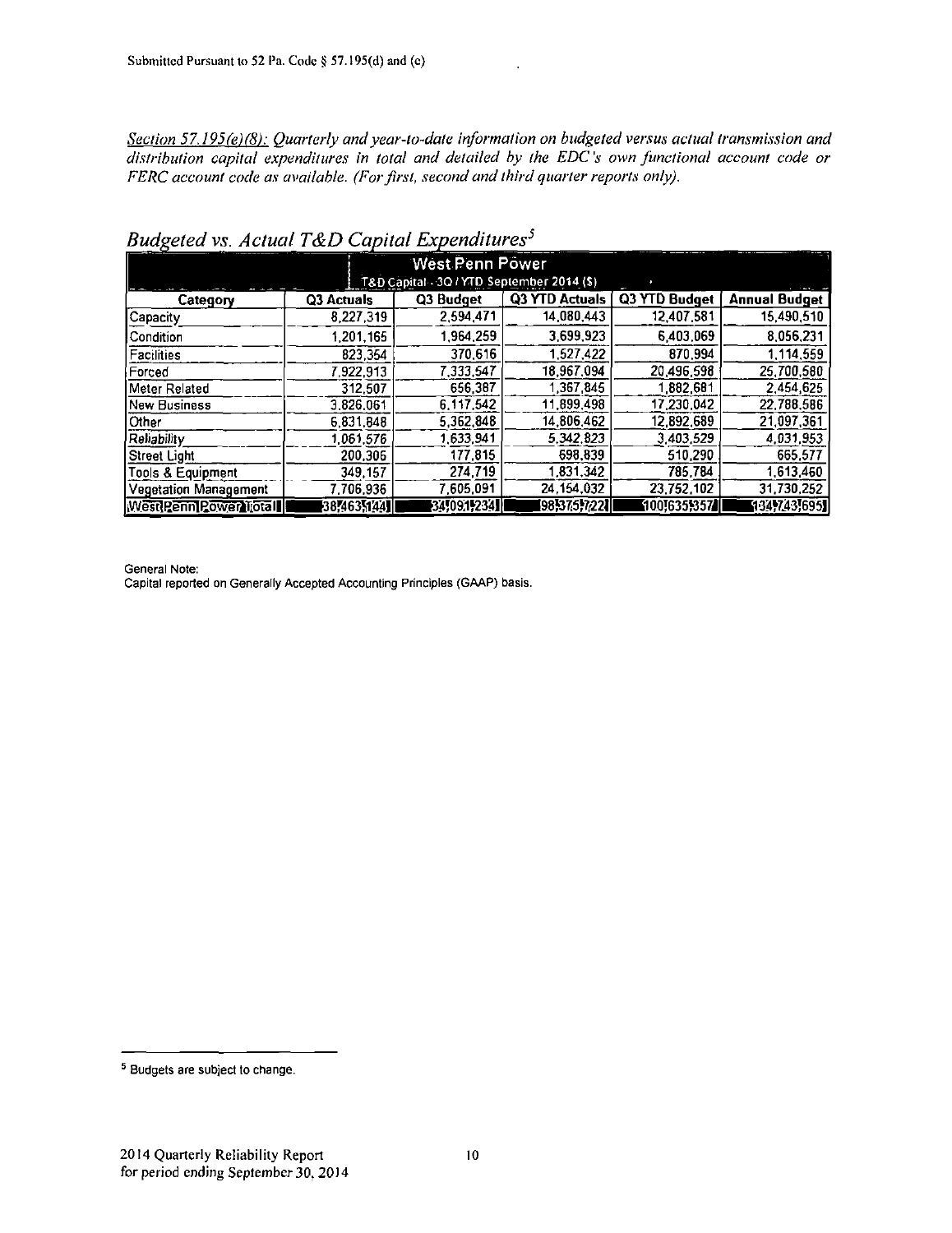*Section 57.195(e)(8): Quarterly and year-to-date information on budgeted versus actual transmission and distribution capital expenditures in total and detailed by the EDC's own functional account code or FERC account code as available. (For first, second and third quarter reports only).*

## *Budgeted vs. Actual T&D Capital Expenditures*[5]

| West Penn Power<br>T&D Capital - 3Q / YTD September 2014 ($) | | | | | |
|---|---|---|---|---|---|
| Category | Q3 Actuals | Q3 Budget | Q3 YTD Actuals | Q3 YTD Budget | Annual Budget |
| Capacity | 8,227,319 | 2,594,471 | 14,080,443 | 12,407,581 | 15,490,510 |
| Condition | 1,201,165 | 1,964,259 | 3,699,923 | 6,403,069 | 8,056,231 |
| Facilities | 823,354 | 370,616 | 1,527,422 | 870,994 | 1,114,559 |
| Forced | 7,922,913 | 7,333,547 | 18,967,094 | 20,496,598 | 25,700,580 |
| Meter Related | 312,507 | 656,387 | 1,367,845 | 1,882,681 | 2,454,625 |
| New Business | 3,826,061 | 6,117,542 | 11,899,498 | 17,230,042 | 22,788,586 |
| Other | 6,831,848 | 5,362,848 | 14,806,462 | 12,892,689 | 21,097,361 |
| Reliability | 1,061,576 | 1,633,941 | 5,342,823 | 3,403,529 | 4,031,953 |
| Street Light | 200,306 | 177,815 | 698,839 | 510,290 | 665,577 |
| Tools & Equipment | 349,157 | 274,719 | 1,831,342 | 785,784 | 1,613,460 |
| Vegetation Management | 7,706,936 | 7,605,091 | 24,154,032 | 23,752,102 | 31,730,252 |
| West Penn Power Total | 38,463,144 | 34,091,234 | 98,375,722 | 100,635,357 | 134,743,695 |

General Note:
Capital reported on Generally Accepted Accounting Principles (GAAP) basis.

[5] Budgets are subject to change.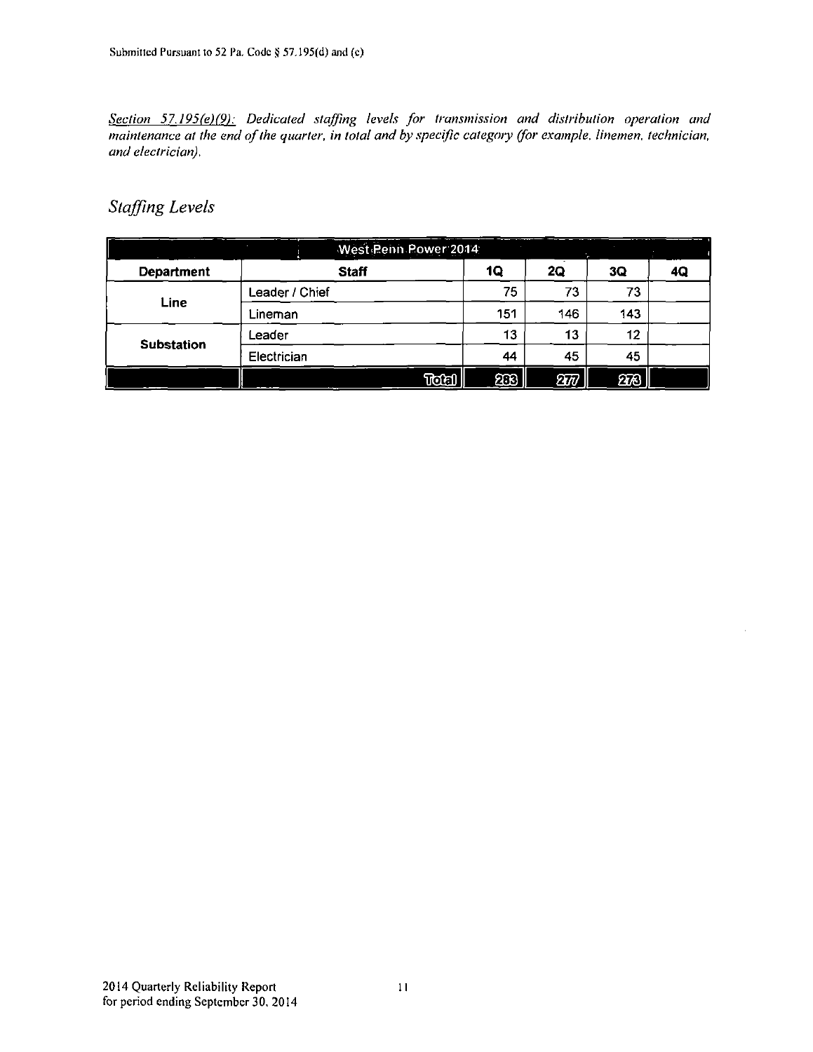*Section 57.195(e)(9): Dedicated staffing levels for transmission and distribution operation and maintenance at the end of the quarter, in total and by specific category (for example, linemen, technician, and electrician).*

## *Staffing Levels*

| West Penn Power 2014 | | | | | |
|---|---|---|---|---|---|
| **Department** | **Staff** | **1Q** | **2Q** | **3Q** | **4Q** |
| Line | Leader / Chief | 75 | 73 | 73 | |
| | Lineman | 151 | 146 | 143 | |
| Substation | Leader | 13 | 13 | 12 | |
| | Electrician | 44 | 45 | 45 | |
| | **Total** | **283** | **277** | **273** | |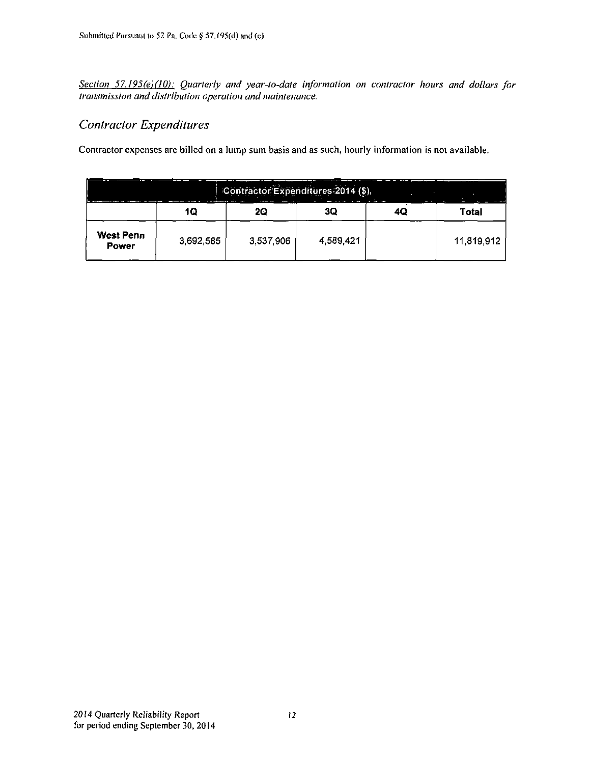*Section 57.195(e)(10): Quarterly and year-to-date information on contractor hours and dollars for transmission and distribution operation and maintenance.*

## *Contractor Expenditures*

Contractor expenses are billed on a lump sum basis and as such, hourly information is not available.

| Contractor Expenditures 2014 ($) | | | | | |
|---|---|---|---|---|---|
| | 1Q | 2Q | 3Q | 4Q | Total |
| **West Penn Power** | 3,692,585 | 3,537,906 | 4,589,421 | | 11,819,912 |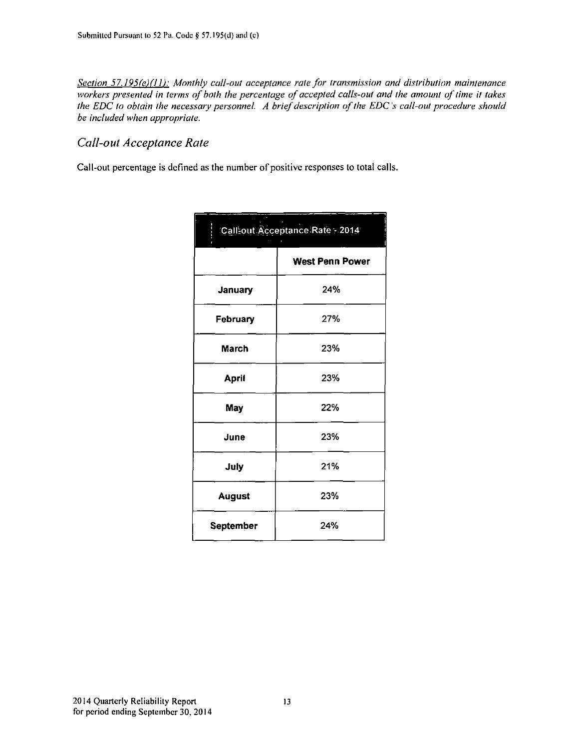*Section 57.195(e)(11): Monthly call-out acceptance rate for transmission and distribution maintenance workers presented in terms of both the percentage of accepted calls-out and the amount of time it takes the EDC to obtain the necessary personnel. A brief description of the EDC's call-out procedure should be included when appropriate.*

## *Call-out Acceptance Rate*

Call-out percentage is defined as the number of positive responses to total calls.

| Call-out Acceptance Rate - 2014 | |
|---|---|
| | **West Penn Power** |
| **January** | 24% |
| **February** | 27% |
| **March** | 23% |
| **April** | 23% |
| **May** | 22% |
| **June** | 23% |
| **July** | 21% |
| **August** | 23% |
| **September** | 24% |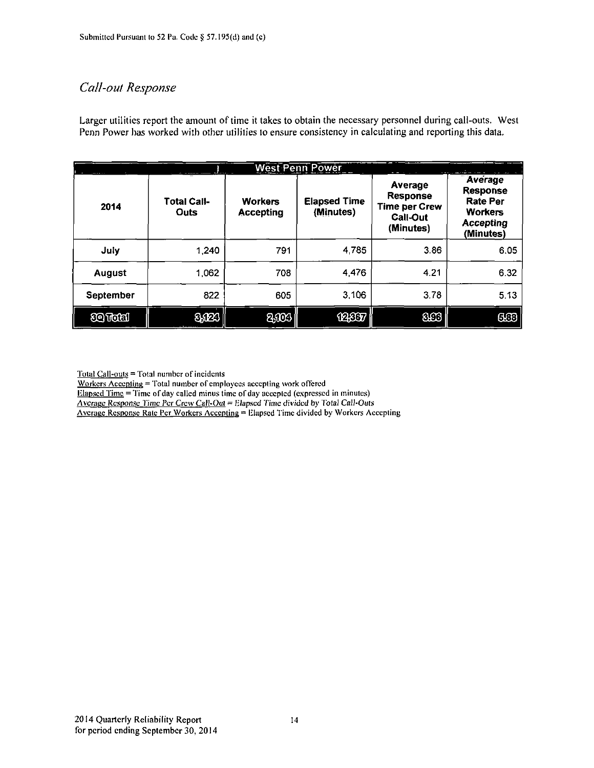Submitted Pursuant to 52 Pa. Code § 57.195(d) and (e)

## *Call-out Response*

Larger utilities report the amount of time it takes to obtain the necessary personnel during call-outs. West Penn Power has worked with other utilities to ensure consistency in calculating and reporting this data.

| West Penn Power | | | | | |
|---|---|---|---|---|---|
| 2014 | Total Call-Outs | Workers Accepting | Elapsed Time (Minutes) | Average Response Time per Crew Call-Out (Minutes) | Average Response Rate Per Workers Accepting (Minutes) |
| July | 1,240 | 791 | 4,785 | 3.86 | 6.05 |
| August | 1,062 | 708 | 4,476 | 4.21 | 6.32 |
| September | 822 | 605 | 3,106 | 3.78 | 5.13 |
| 3Q Total | 3,124 | 2,104 | 12,367 | 3.96 | 5.88 |

Total Call-outs = Total number of incidents
Workers Accepting = Total number of employees accepting work offered
Elapsed Time = Time of day called minus time of day accepted (expressed in minutes)
*Average Response Time Per Crew Call-Out = Elapsed Time divided by Total Call-Outs*
Average Response Rate Per Workers Accepting = Elapsed Time divided by Workers Accepting

2014 Quarterly Reliability Report
for period ending September 30, 2014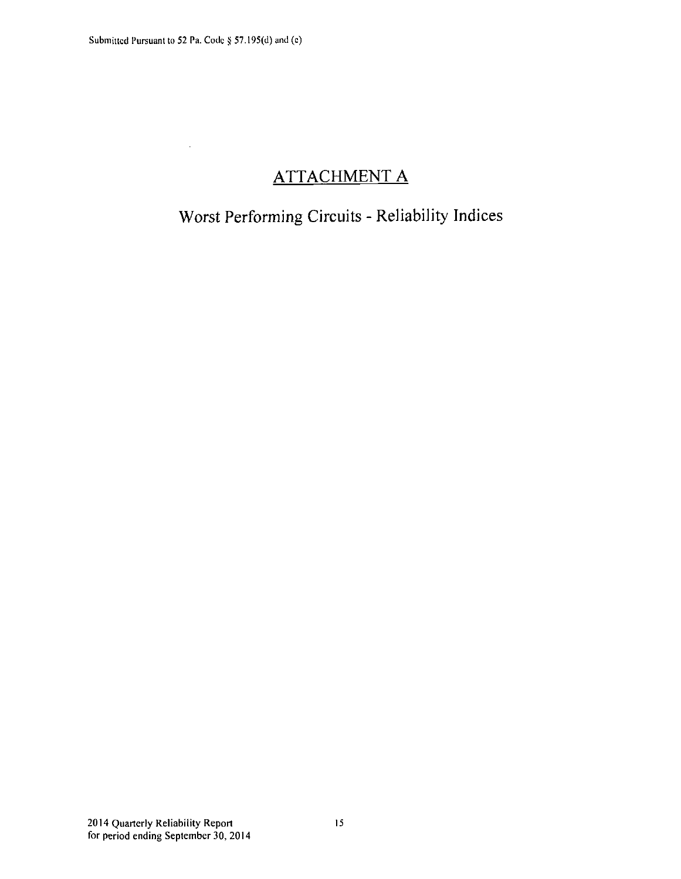# ATTACHMENT A

## Worst Performing Circuits - Reliability Indices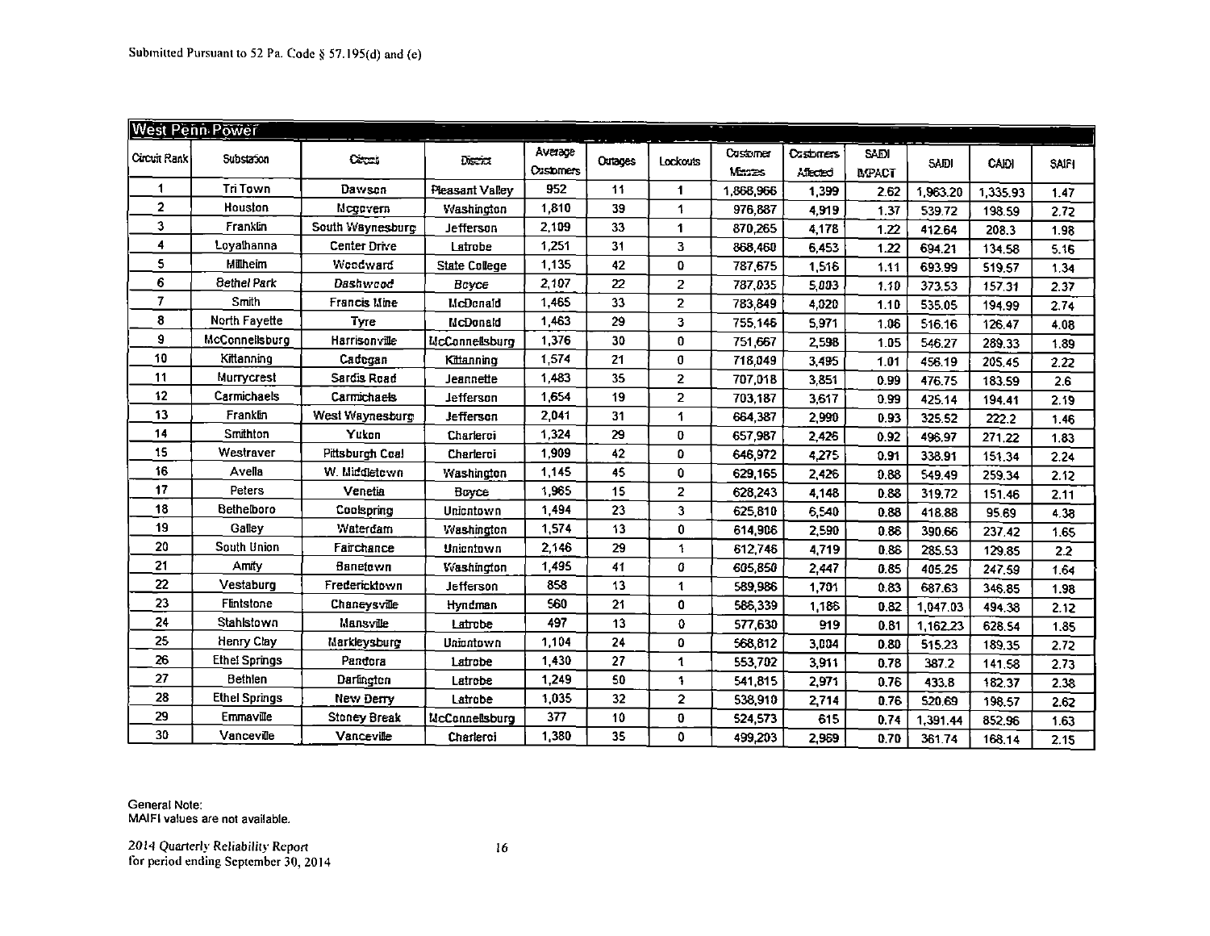Submitted Pursuant to 52 Pa. Code § 57.195(d) and (e)

## West Penn Power

| Circuit Rank | Substation | Circuit | District | Average Customers | Outages | Lockouts | Customer Minutes | Customers Affected | SAIDI IMPACT | SAIDI | CAIDI | SAIFI |
|---|---|---|---|---|---|---|---|---|---|---|---|---|
| 1 | Tri Town | Dawson | Pleasant Valley | 952 | 11 | 1 | 1,868,966 | 1,399 | 2.62 | 1,963.20 | 1,335.93 | 1.47 |
| 2 | Houston | Mcgovern | Washington | 1,810 | 39 | 1 | 976,887 | 4,919 | 1.37 | 539.72 | 198.59 | 2.72 |
| 3 | Franklin | South Waynesburg | Jefferson | 2,109 | 33 | 1 | 870,265 | 4,178 | 1.22 | 412.64 | 208.3 | 1.98 |
| 4 | Loyalhanna | Center Drive | Latrobe | 1,251 | 31 | 3 | 868,460 | 6,453 | 1.22 | 694.21 | 134.58 | 5.16 |
| 5 | Millheim | Woodward | State College | 1,135 | 42 | 0 | 787,675 | 1,516 | 1.11 | 693.99 | 519.57 | 1.34 |
| 6 | Bethel Park | Dashwood | Boyce | 2,107 | 22 | 2 | 787,035 | 5,003 | 1.10 | 373.53 | 157.31 | 2.37 |
| 7 | Smith | Francis Mine | McDonald | 1,465 | 33 | 2 | 783,849 | 4,020 | 1.10 | 535.05 | 194.99 | 2.74 |
| 8 | North Fayette | Tyre | McDonald | 1,463 | 29 | 3 | 755,146 | 5,971 | 1.06 | 516.16 | 126.47 | 4.08 |
| 9 | McConnellsburg | Harrisonville | McConnellsburg | 1,376 | 30 | 0 | 751,667 | 2,598 | 1.05 | 546.27 | 289.33 | 1.89 |
| 10 | Kittanning | Cadogan | Kittanning | 1,574 | 21 | 0 | 718,049 | 3,495 | 1.01 | 456.19 | 205.45 | 2.22 |
| 11 | Murrycrest | Sardis Road | Jeannette | 1,483 | 35 | 2 | 707,018 | 3,851 | 0.99 | 476.75 | 183.59 | 2.6 |
| 12 | Carmichaels | Carmichaels | Jefferson | 1,654 | 19 | 2 | 703,187 | 3,617 | 0.99 | 425.14 | 194.41 | 2.19 |
| 13 | Franklin | West Waynesburg | Jefferson | 2,041 | 31 | 1 | 664,387 | 2,990 | 0.93 | 325.52 | 222.2 | 1.46 |
| 14 | Smithton | Yukon | Charleroi | 1,324 | 29 | 0 | 657,987 | 2,426 | 0.92 | 496.97 | 271.22 | 1.83 |
| 15 | Westraver | Pittsburgh Coal | Charleroi | 1,909 | 42 | 0 | 646,972 | 4,275 | 0.91 | 338.91 | 151.34 | 2.24 |
| 16 | Avella | W. Middletown | Washington | 1,145 | 45 | 0 | 629,165 | 2,426 | 0.88 | 549.49 | 259.34 | 2.12 |
| 17 | Peters | Venetia | Boyce | 1,965 | 15 | 2 | 628,243 | 4,148 | 0.88 | 319.72 | 151.46 | 2.11 |
| 18 | Bethelboro | Coolspring | Uniontown | 1,494 | 23 | 3 | 625,810 | 6,540 | 0.88 | 418.88 | 95.69 | 4.38 |
| 19 | Galley | Waterdam | Washington | 1,574 | 13 | 0 | 614,906 | 2,590 | 0.86 | 390.66 | 237.42 | 1.65 |
| 20 | South Union | Fairchance | Uniontown | 2,146 | 29 | 1 | 612,746 | 4,719 | 0.86 | 285.53 | 129.85 | 2.2 |
| 21 | Amity | Banetown | Washington | 1,495 | 41 | 0 | 605,850 | 2,447 | 0.85 | 405.25 | 247.59 | 1.64 |
| 22 | Vestaburg | Fredericktown | Jefferson | 858 | 13 | 1 | 589,986 | 1,701 | 0.83 | 687.63 | 346.85 | 1.98 |
| 23 | Flintstone | Chaneysville | Hyndman | 560 | 21 | 0 | 586,339 | 1,186 | 0.82 | 1,047.03 | 494.38 | 2.12 |
| 24 | Stahlstown | Mansville | Latrobe | 497 | 13 | 0 | 577,630 | 919 | 0.81 | 1,162.23 | 628.54 | 1.85 |
| 25 | Henry Clay | Markleysburg | Uniontown | 1,104 | 24 | 0 | 568,812 | 3,004 | 0.80 | 515.23 | 189.35 | 2.72 |
| 26 | Ethel Springs | Pandora | Latrobe | 1,430 | 27 | 1 | 553,702 | 3,911 | 0.78 | 387.2 | 141.58 | 2.73 |
| 27 | Bethlen | Darlington | Latrobe | 1,249 | 50 | 1 | 541,815 | 2,971 | 0.76 | 433.8 | 182.37 | 2.38 |
| 28 | Ethel Springs | New Derry | Latrobe | 1,035 | 32 | 2 | 538,910 | 2,714 | 0.76 | 520.69 | 198.57 | 2.62 |
| 29 | Emmaville | Stoney Break | McConnellsburg | 377 | 10 | 0 | 524,573 | 615 | 0.74 | 1,391.44 | 852.96 | 1.63 |
| 30 | Vanceville | Vanceville | Charleroi | 1,380 | 35 | 0 | 499,203 | 2,969 | 0.70 | 361.74 | 168.14 | 2.15 |

General Note:
MAIFI values are not available.

2014 Quarterly Reliability Report
for period ending September 30, 2014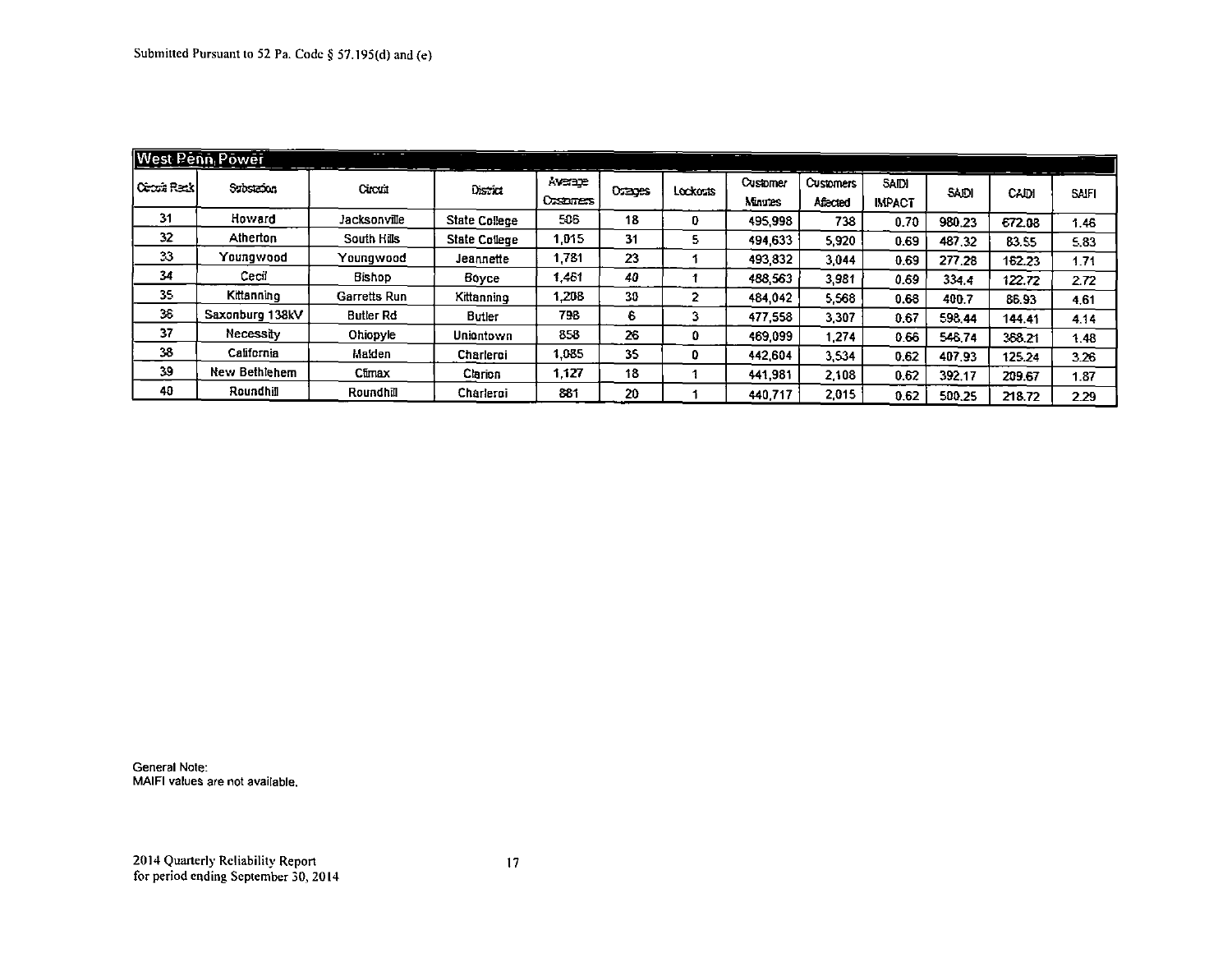Submitted Pursuant to 52 Pa. Code § 57.195(d) and (e)

| West Penn Power | | | | | | | | | | | | |
|---|---|---|---|---|---|---|---|---|---|---|---|---|
| Circuit Rank | Substation | Circuit | District | Average Customers | Outages | Lockouts | Customer Minutes | Customers Affected | SAIDI IMPACT | SAIDI | CAIDI | SAIFI |
| 31 | Howard | Jacksonville | State College | 506 | 18 | 0 | 495,998 | 738 | 0.70 | 980.23 | 672.08 | 1.46 |
| 32 | Atherton | South Hills | State College | 1,015 | 31 | 5 | 494,633 | 5,920 | 0.69 | 487.32 | 83.55 | 5.83 |
| 33 | Youngwood | Youngwood | Jeannette | 1,781 | 23 | 1 | 493,832 | 3,044 | 0.69 | 277.28 | 162.23 | 1.71 |
| 34 | Cecil | Bishop | Boyce | 1,461 | 40 | 1 | 488,563 | 3,981 | 0.69 | 334.4 | 122.72 | 2.72 |
| 35 | Kittanning | Garretts Run | Kittanning | 1,208 | 30 | 2 | 484,042 | 5,568 | 0.68 | 400.7 | 86.93 | 4.61 |
| 36 | Saxonburg 138kV | Butler Rd | Butler | 798 | 6 | 3 | 477,558 | 3,307 | 0.67 | 598.44 | 144.41 | 4.14 |
| 37 | Necessity | Ohiopyle | Uniontown | 858 | 26 | 0 | 469,099 | 1,274 | 0.66 | 546.74 | 368.21 | 1.48 |
| 38 | California | Malden | Charleroi | 1,085 | 35 | 0 | 442,604 | 3,534 | 0.62 | 407.93 | 125.24 | 3.26 |
| 39 | New Bethlehem | Climax | Clarion | 1,127 | 18 | 1 | 441,981 | 2,108 | 0.62 | 392.17 | 209.67 | 1.87 |
| 40 | Roundhill | Roundhill | Charleroi | 881 | 20 | 1 | 440,717 | 2,015 | 0.62 | 500.25 | 218.72 | 2.29 |

General Note:
MAIFI values are not available.

2014 Quarterly Reliability Report
for period ending September 30, 2014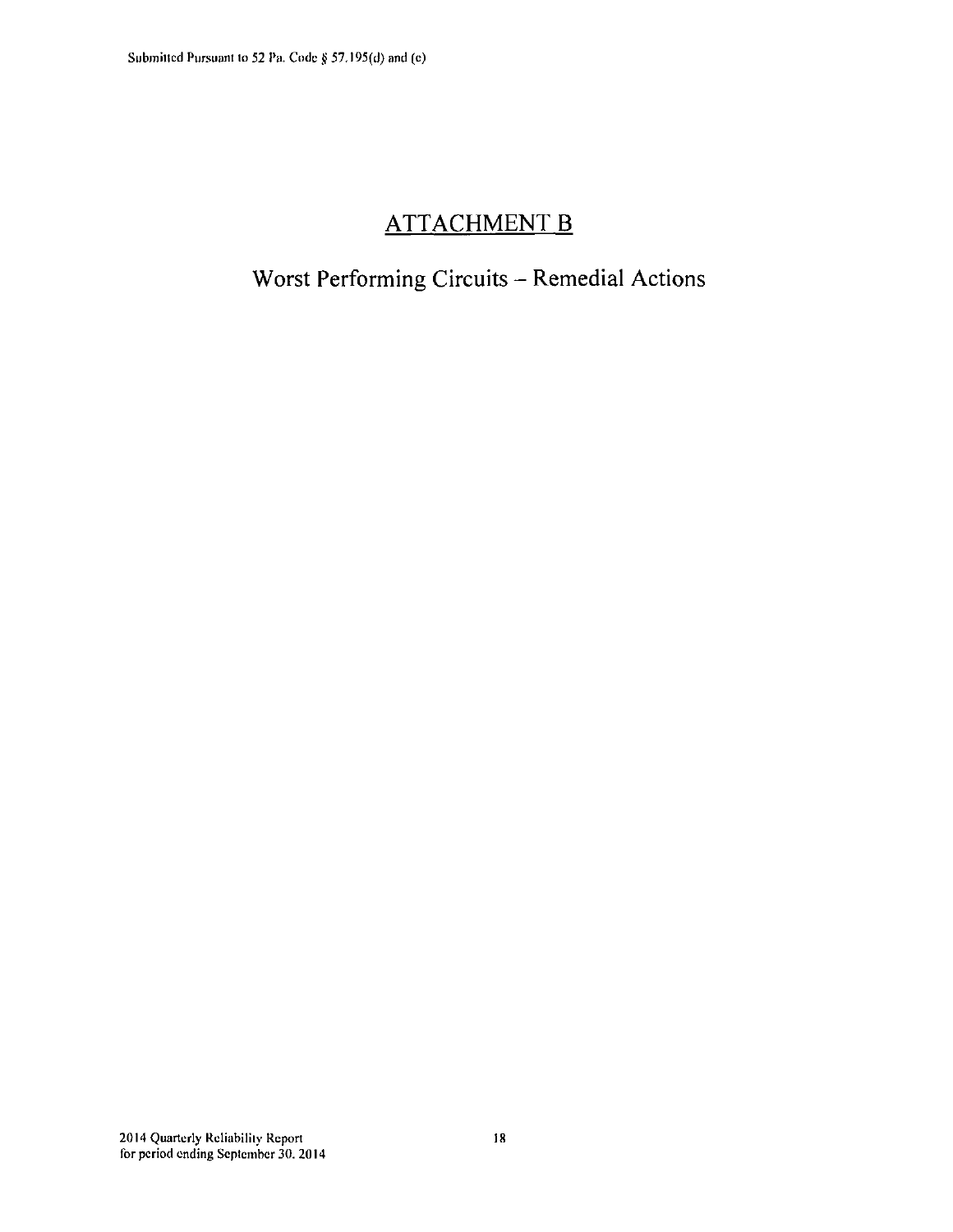# ATTACHMENT B

## Worst Performing Circuits – Remedial Actions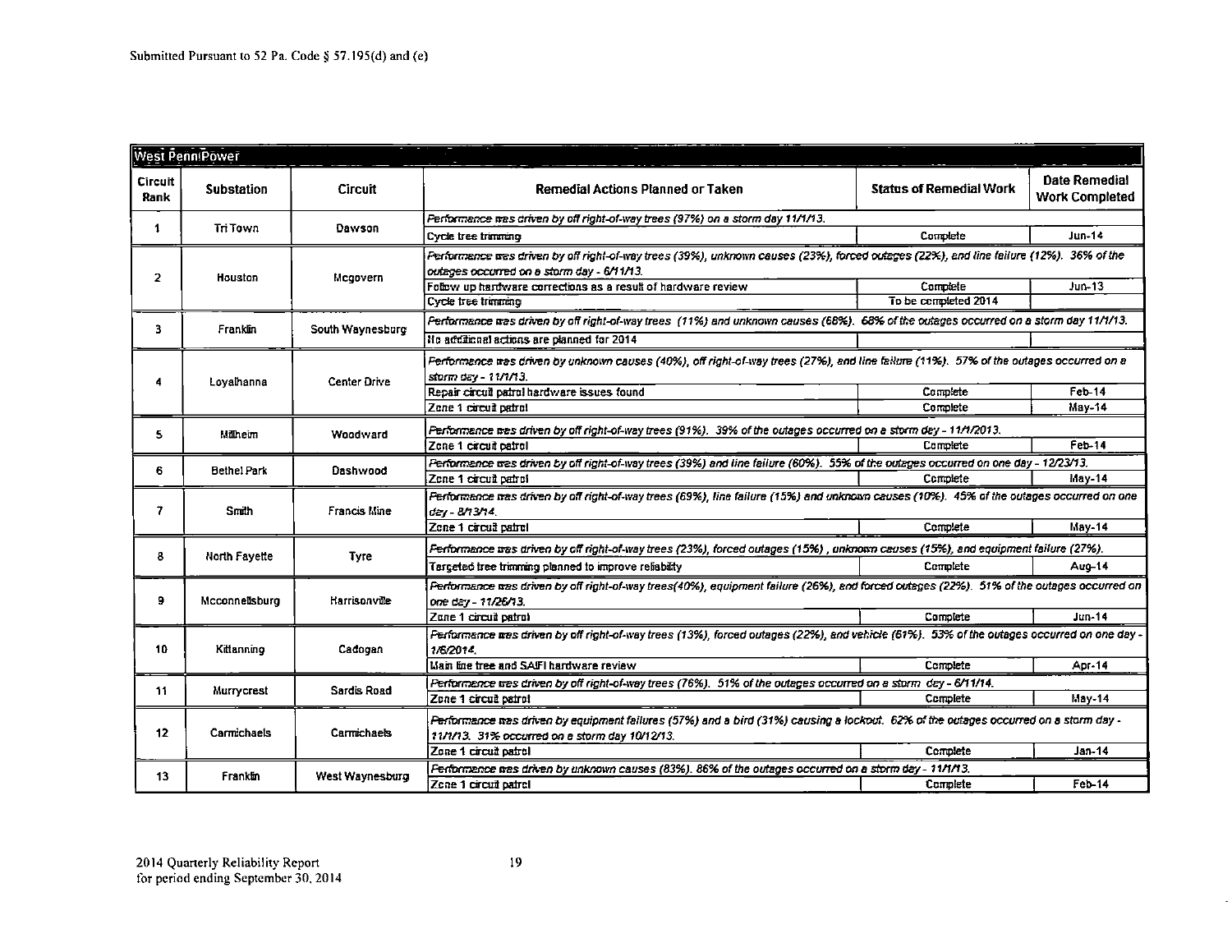Submitted Pursuant to 52 Pa. Code § 57.195(d) and (e)

| West Penn Power | | | | | |
|---|---|---|---|---|---|
| **Circuit Rank** | **Substation** | **Circuit** | **Remedial Actions Planned or Taken** | **Status of Remedial Work** | **Date Remedial Work Completed** |
| 1 | Tri Town | Dawson | *Performance was driven by off right-of-way trees (97%) on a storm day 11/1/13.* | | |
| | | | Cycle tree trimming | Complete | Jun-14 |
| 2 | Houston | Mcgovern | *Performance was driven by off right-of-way trees (39%), unknown causes (23%), forced outages (22%), and line failure (12%). 36% of the outages occurred on a storm day - 6/11/13.* | | |
| | | | Follow up hardware corrections as a result of hardware review | Complete | Jun-13 |
| | | | Cycle tree trimming | To be completed 2014 | |
| 3 | Franklin | South Waynesburg | *Performance was driven by off right-of-way trees (11%) and unknown causes (68%). 68% of the outages occurred on a storm day 11/1/13.* | | |
| | | | No additional actions are planned for 2014 | | |
| 4 | Loyalhanna | Center Drive | *Performance was driven by unknown causes (40%), off right-of-way trees (27%), and line failure (11%). 57% of the outages occurred on a storm day - 11/1/13.* | | |
| | | | Repair circuit patrol hardware issues found | Complete | Feb-14 |
| | | | Zone 1 circuit patrol | Complete | May-14 |
| 5 | Millheim | Woodward | *Performance was driven by off right-of-way trees (91%). 39% of the outages occurred on a storm day - 11/1/2013.* | | |
| | | | Zone 1 circuit patrol | Complete | Feb-14 |
| 6 | Bethel Park | Dashwood | *Performance was driven by off right-of-way trees (39%) and line failure (60%). 55% of the outages occurred on one day - 12/23/13.* | | |
| | | | Zone 1 circuit patrol | Complete | May-14 |
| 7 | Smith | Francis Mine | *Performance was driven by off right-of-way trees (69%), line failure (15%) and unknown causes (10%). 45% of the outages occurred on one day - 8/13/14.* | | |
| | | | Zone 1 circuit patrol | Complete | May-14 |
| 8 | North Fayette | Tyre | *Performance was driven by off right-of-way trees (23%), forced outages (15%) , unknown causes (15%), and equipment failure (27%).* | | |
| | | | Targeted tree trimming planned to improve reliability | Complete | Aug-14 |
| 9 | Mcconnellsburg | Harrisonville | *Performance was driven by off right-of-way trees(40%), equipment failure (26%), and forced outages (22%). 51% of the outages occurred on one day - 11/26/13.* | | |
| | | | Zone 1 circuit patrol | Complete | Jun-14 |
| 10 | Kittanning | Cadogan | *Performance was driven by off right-of-way trees (13%), forced outages (22%), and vehicle (61%). 53% of the outages occurred on one day - 1/6/2014.* | | |
| | | | Main line tree and SAIFI hardware review | Complete | Apr-14 |
| 11 | Murrycrest | Sardis Road | *Performance was driven by off right-of-way trees (76%). 51% of the outages occurred on a storm day - 6/11/14.* | | |
| | | | Zone 1 circuit patrol | Complete | May-14 |
| 12 | Carmichaels | Carmichaels | *Performance was driven by equipment failures (57%) and a bird (31%) causing a lockout. 62% of the outages occurred on a storm day - 11/1/13. 31% occurred on a storm day 10/12/13.* | | |
| | | | Zone 1 circuit patrol | Complete | Jan-14 |
| 13 | Franklin | West Waynesburg | *Performance was driven by unknown causes (83%). 86% of the outages occurred on a storm day - 11/1/13.* | | |
| | | | Zone 1 circuit patrol | Complete | Feb-14 |

2014 Quarterly Reliability Report
for period ending September 30, 2014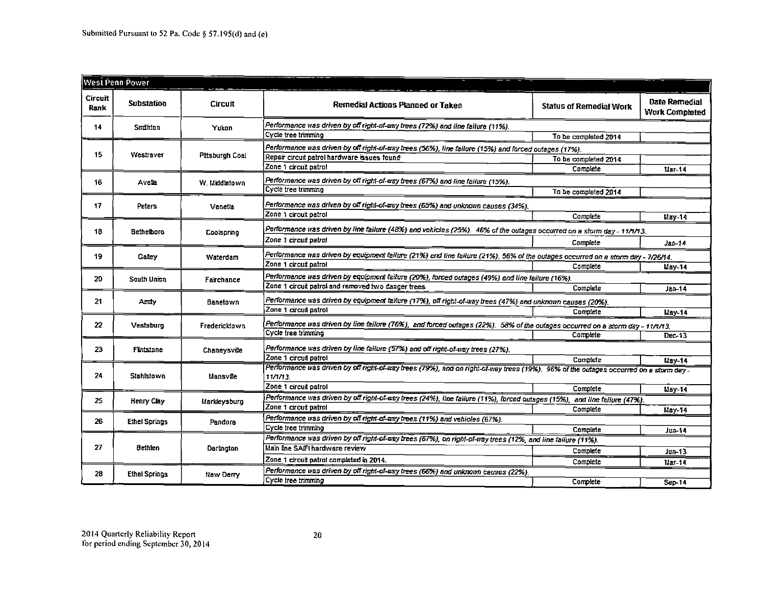Submitted Pursuant to 52 Pa. Code § 57.195(d) and (e)

| West Penn Power | | | | | |
|---|---|---|---|---|---|
| Circuit Rank | Substation | Circuit | Remedial Actions Planned or Taken | Status of Remedial Work | Date Remedial Work Completed |
| 14 | Smithton | Yukon | *Performance was driven by off right-of-way trees (72%) and line failure (11%).* | | |
| | | | Cycle tree trimming | To be completed 2014 | |
| 15 | Westraver | Pittsburgh Coal | *Performance was driven by off right-of-way trees (56%), line failure (15%) and forced outages (17%).* | | |
| | | | Repair circuit patrol hardware issues found | To be completed 2014 | |
| | | | Zone 1 circuit patrol | Complete | Mar-14 |
| 16 | Avella | W. Middletown | *Performance was driven by off right-of-way trees (67%) and line failure (15%).* | | |
| | | | Cycle tree trimming | To be completed 2014 | |
| 17 | Peters | Venetia | *Performance was driven by off right-of-way trees (65%) and unknown causes (34%).* | | |
| | | | Zone 1 circuit patrol | Complete | May-14 |
| 18 | Bethelboro | Coolspring | *Performance was driven by line failure (48%) and vehicles (25%). 46% of the outages occurred on a storm day - 11/1/13.* | | |
| | | | Zone 1 circuit patrol | Complete | Jan-14 |
| 19 | Galley | Waterdam | *Performance was driven by equipment failure (21%) and line failure (21%). 56% of the outages occurred on a storm day - 7/26/14.* | | |
| | | | Zone 1 circuit patrol | Complete | May-14 |
| 20 | South Union | Fairchance | *Performance was driven by equipment failure (20%), forced outages (49%) and line failure (16%).* | | |
| | | | Zone 1 circuit patrol and removed two danger trees | Complete | Jan-14 |
| 21 | Amity | Banetown | *Performance was driven by equipment failure (17%), off right-of-way trees (47%) and unknown causes (20%).* | | |
| | | | Zone 1 circuit patrol | Complete | May-14 |
| 22 | Vestaburg | Fredericktown | *Performance was driven by line failure (76%), and forced outages (22%). 58% of the outages occurred on a storm day - 11/1/13.* | | |
| | | | Cycle tree trimming | Complete | Dec-13 |
| 23 | Flintstone | Chaneysville | *Performance was driven by line failure (57%) and off right-of-way trees (27%).* | | |
| | | | Zone 1 circuit patrol | Complete | May-14 |
| 24 | Stahlstown | Mansville | *Performance was driven by off right-of-way trees (79%), and on right-of-way trees (19%). 96% of the outages occurred on a storm day - 11/1/13.* | | |
| | | | Zone 1 circuit patrol | Complete | May-14 |
| 25 | Henry Clay | Markleysburg | *Performance was driven by off right-of-way trees (24%), line failure (11%), forced outages (15%), and line failure (47%).* | | |
| | | | Zone 1 circuit patrol | Complete | May-14 |
| 26 | Ethel Springs | Pandora | *Performance was driven by off right-of-way trees (11%) and vehicles (67%).* | | |
| | | | Cycle tree trimming | Complete | Jun-14 |
| 27 | Bethlen | Darlington | *Performance was driven by off right-of-way trees (67%), on right-of-way trees (12%, and line failure (11%).* | | |
| | | | Main line SAIFI hardware review | Complete | Jun-13 |
| | | | Zone 1 circuit patrol completed in 2014. | Complete | Mar-14 |
| 28 | Ethel Springs | New Derry | *Performance was driven by off right-of-way trees (66%) and unknown causes (22%).* | | |
| | | | Cycle tree trimming | Complete | Sep-14 |

2014 Quarterly Reliability Report
for period ending September 30, 2014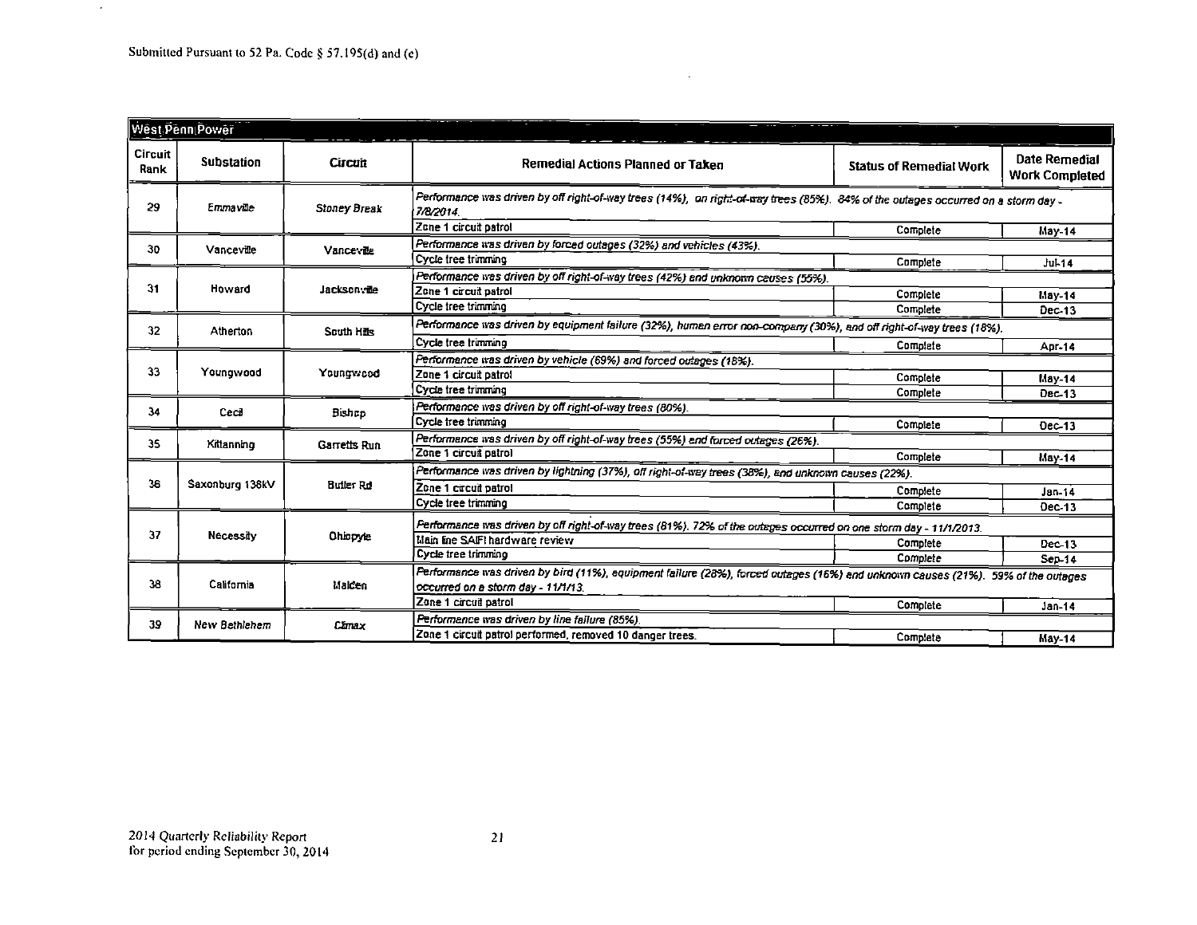Submitted Pursuant to 52 Pa. Code § 57.195(d) and (e)

| West Penn Power | | | | | |
|---|---|---|---|---|---|
| Circuit Rank | Substation | Circuit | Remedial Actions Planned or Taken | Status of Remedial Work | Date Remedial Work Completed |
| 29 | Emmaville | Stoney Break | *Performance was driven by off right-of-way trees (14%), on right-of-way trees (85%). 84% of the outages occurred on a storm day - 7/8/2014.* | | |
| | | | Zone 1 circuit patrol | Complete | May-14 |
| 30 | Vanceville | Vanceville | *Performance was driven by forced outages (32%) and vehicles (43%).* | | |
| | | | Cycle tree trimming | Complete | Jul-14 |
| 31 | Howard | Jacksonville | *Performance was driven by off right-of-way trees (42%) and unknown causes (55%).* | | |
| | | | Zone 1 circuit patrol | Complete | May-14 |
| | | | Cycle tree trimming | Complete | Dec-13 |
| 32 | Atherton | South Hills | *Performance was driven by equipment failure (32%), human error non-company (30%), and off right-of-way trees (18%).* | | |
| | | | Cycle tree trimming | Complete | Apr-14 |
| 33 | Youngwood | Youngwood | *Performance was driven by vehicle (69%) and forced outages (18%).* | | |
| | | | Zone 1 circuit patrol | Complete | May-14 |
| | | | Cycle tree trimming | Complete | Dec-13 |
| 34 | Cecil | Bishop | *Performance was driven by off right-of-way trees (80%).* | | |
| | | | Cycle tree trimming | Complete | Dec-13 |
| 35 | Kittanning | Garretts Run | *Performance was driven by off right-of-way trees (55%) and forced outages (26%).* | | |
| | | | Zone 1 circuit patrol | Complete | May-14 |
| 36 | Saxonburg 138kV | Butler Rd | *Performance was driven by lightning (37%), off right-of-way trees (38%), and unknown causes (22%).* | | |
| | | | Zone 1 circuit patrol | Complete | Jan-14 |
| | | | Cycle tree trimming | Complete | Dec-13 |
| 37 | Necessity | Ohiopyle | *Performance was driven by off right-of-way trees (81%). 72% of the outages occurred on one storm day - 11/1/2013.* | | |
| | | | Main line SAIFI hardware review | Complete | Dec-13 |
| | | | Cycle tree trimming | Complete | Sep-14 |
| 38 | California | Malden | *Performance was driven by bird (11%), equipment failure (28%), forced outages (16%) and unknown causes (21%). 59% of the outages occurred on a storm day - 11/1/13.* | | |
| | | | Zone 1 circuit patrol | Complete | Jan-14 |
| 39 | New Bethlehem | Climax | *Performance was driven by line failure (85%).* | | |
| | | | Zone 1 circuit patrol performed, removed 10 danger trees. | Complete | May-14 |

2014 Quarterly Reliability Report
for period ending September 30, 2014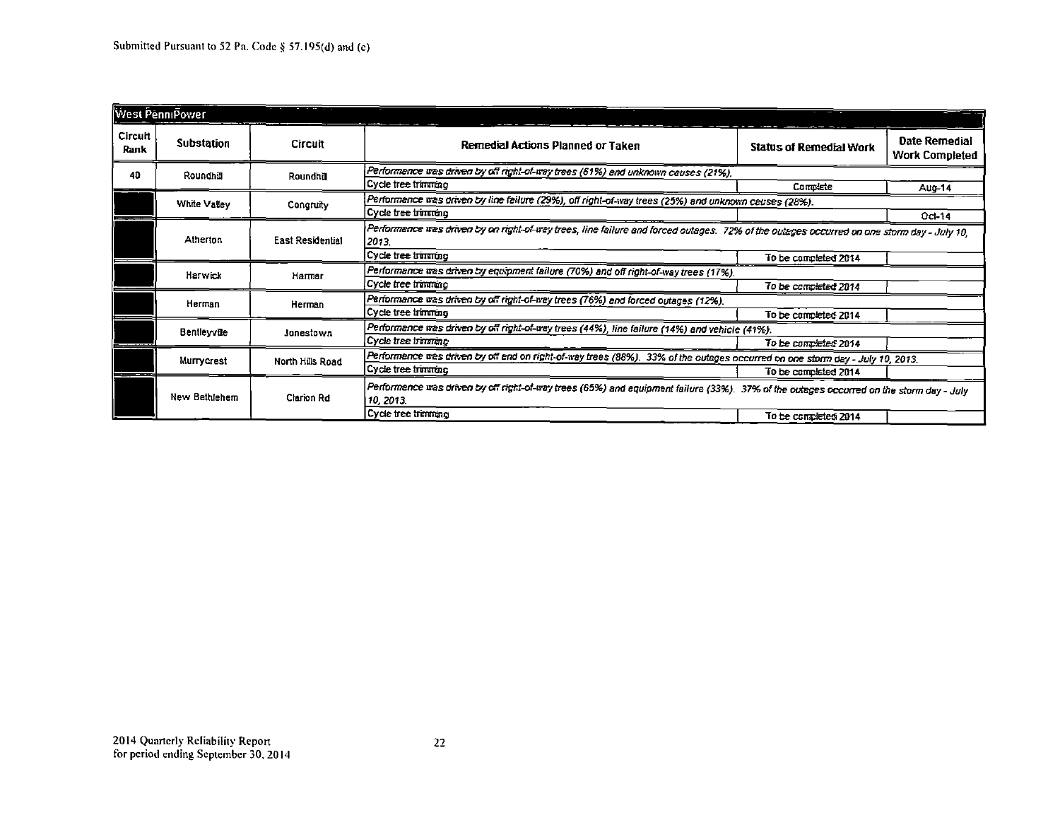Submitted Pursuant to 52 Pa. Code § 57.195(d) and (c)

| West PennPower | | | | | |
|---|---|---|---|---|---|
| Circuit Rank | Substation | Circuit | Remedial Actions Planned or Taken | Status of Remedial Work | Date Remedial Work Completed |
| 40 | Roundhill | Roundhill | *Performance was driven by off right-of-way trees (61%) and unknown causes (21%).* | | |
| | | | Cycle tree trimming | Complete | Aug-14 |
| | White Valley | Congruity | *Performance was driven by line failure (29%), off right-of-way trees (25%) and unknown causes (28%).* | | |
| | | | Cycle tree trimming | | Oct-14 |
| | Atherton | East Residential | *Performance was driven by on right-of-way trees, line failure and forced outages. 72% of the outages occurred on one storm day - July 10, 2013.* | | |
| | | | Cycle tree trimming | To be completed 2014 | |
| | Harwick | Harmar | *Performance was driven by equipment failure (70%) and off right-of-way trees (17%).* | | |
| | | | Cycle tree trimming | To be completed 2014 | |
| | Herman | Herman | *Performance was driven by off right-of-way trees (76%) and forced outages (12%).* | | |
| | | | Cycle tree trimming | To be completed 2014 | |
| | Bentleyville | Jonestown | *Performance was driven by off right-of-way trees (44%), line failure (14%) and vehicle (41%).* | | |
| | | | Cycle tree trimming | To be completed 2014 | |
| | Murrycrest | North Hills Road | *Performance was driven by off and on right-of-way trees (88%). 33% of the outages occurred on one storm day - July 10, 2013.* | | |
| | | | Cycle tree trimming | To be completed 2014 | |
| | New Bethlehem | Clarion Rd | *Performance was driven by off right-of-way trees (65%) and equipment failure (33%). 37% of the outages occurred on the storm day - July 10, 2013.* | | |
| | | | Cycle tree trimming | To be completed 2014 | |

2014 Quarterly Reliability Report
for period ending September 30, 2014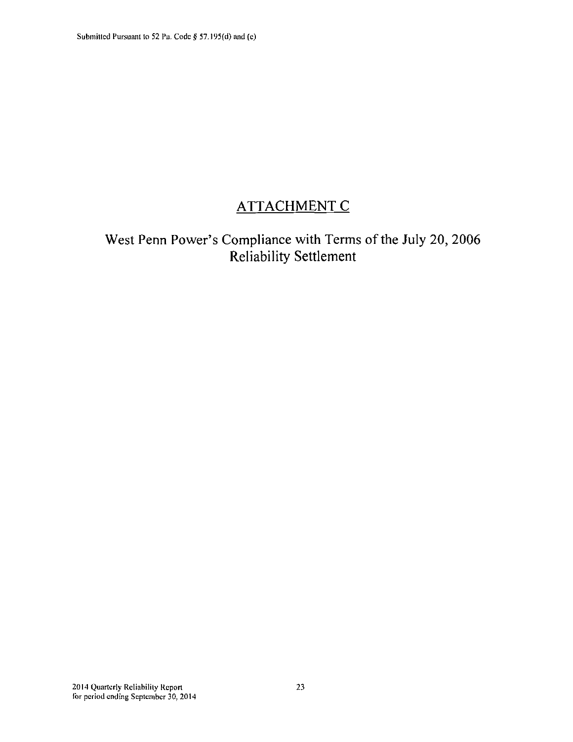# ATTACHMENT C

## West Penn Power's Compliance with Terms of the July 20, 2006 Reliability Settlement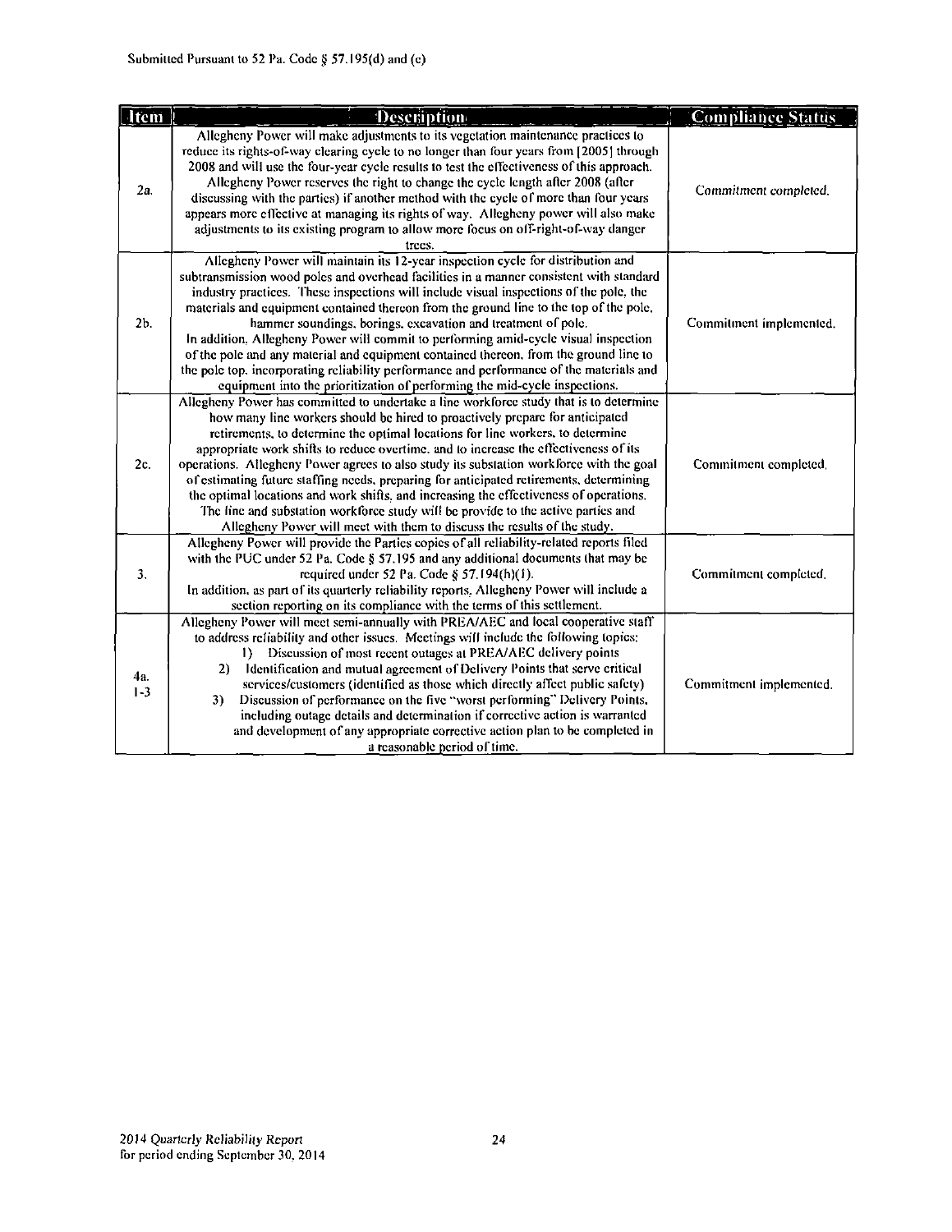Submitted Pursuant to 52 Pa. Code § 57.195(d) and (e)

| Item | Description | Compliance Status |
|---|---|---|
| 2a. | Allegheny Power will make adjustments to its vegetation maintenance practices to reduce its rights-of-way clearing cycle to no longer than four years from [2005] through 2008 and will use the four-year cycle results to test the effectiveness of this approach. Allegheny Power reserves the right to change the cycle length after 2008 (after discussing with the parties) if another method with the cycle of more than four years appears more effective at managing its rights of way. Allegheny power will also make adjustments to its existing program to allow more focus on off-right-of-way danger trees. | Commitment completed. |
| 2b. | Allegheny Power will maintain its 12-year inspection cycle for distribution and subtransmission wood poles and overhead facilities in a manner consistent with standard industry practices. These inspections will include visual inspections of the pole, the materials and equipment contained thereon from the ground line to the top of the pole, hammer soundings, borings, excavation and treatment of pole.<br>In addition, Allegheny Power will commit to performing amid-cycle visual inspection of the pole and any material and equipment contained thereon, from the ground line to the pole top, incorporating reliability performance and performance of the materials and equipment into the prioritization of performing the mid-cycle inspections. | Commitment implemented. |
| 2c. | Allegheny Power has committed to undertake a line workforce study that is to determine how many line workers should be hired to proactively prepare for anticipated retirements, to determine the optimal locations for line workers, to determine appropriate work shifts to reduce overtime, and to increase the effectiveness of its operations. Allegheny Power agrees to also study its substation workforce with the goal of estimating future staffing needs, preparing for anticipated retirements, determining the optimal locations and work shifts, and increasing the effectiveness of operations. The line and substation workforce study will be provide to the active parties and Allegheny Power will meet with them to discuss the results of the study. | Commitment completed. |
| 3. | Allegheny Power will provide the Parties copies of all reliability-related reports filed with the PUC under 52 Pa. Code § 57.195 and any additional documents that may be required under 52 Pa. Code § 57.194(h)(1).<br>In addition, as part of its quarterly reliability reports, Allegheny Power will include a section reporting on its compliance with the terms of this settlement. | Commitment completed. |
| 4a. 1-3 | Allegheny Power will meet semi-annually with PREA/AEC and local cooperative staff to address reliability and other issues. Meetings will include the following topics:<br>1) Discussion of most recent outages at PREA/AEC delivery points<br>2) Identification and mutual agreement of Delivery Points that serve critical services/customers (identified as those which directly affect public safety)<br>3) Discussion of performance on the five "worst performing" Delivery Points, including outage details and determination if corrective action is warranted and development of any appropriate corrective action plan to be completed in a reasonable period of time. | Commitment implemented. |

2014 Quarterly Reliability Report
for period ending September 30, 2014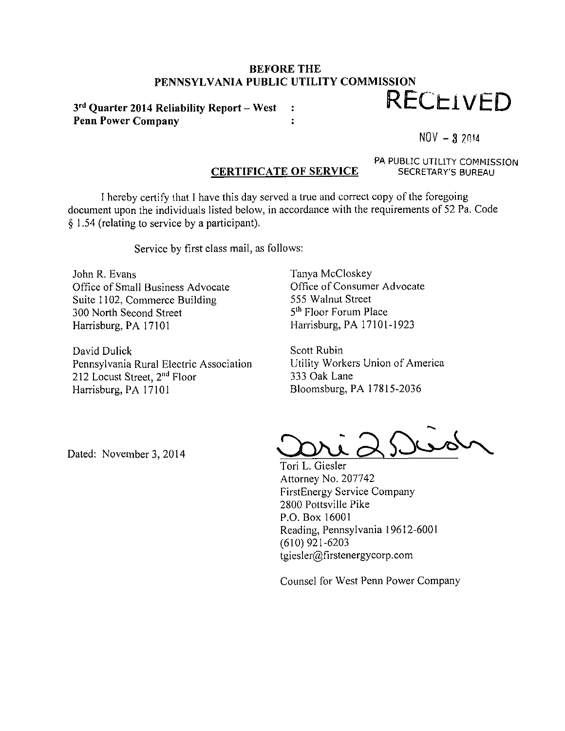**BEFORE THE**
**PENNSYLVANIA PUBLIC UTILITY COMMISSION**

**3rd Quarter 2014 Reliability Report – West Penn Power Company** :
:

RECEIVED

NOV - 3 2014

PA PUBLIC UTILITY COMMISSION
SECRETARY'S BUREAU

## CERTIFICATE OF SERVICE

I hereby certify that I have this day served a true and correct copy of the foregoing document upon the individuals listed below, in accordance with the requirements of 52 Pa. Code § 1.54 (relating to service by a participant).

Service by first class mail, as follows:

John R. Evans
Office of Small Business Advocate
Suite 1102, Commerce Building
300 North Second Street
Harrisburg, PA 17101

Tanya McCloskey
Office of Consumer Advocate
555 Walnut Street
5th Floor Forum Place
Harrisburg, PA 17101-1923

David Dulick
Pennsylvania Rural Electric Association
212 Locust Street, 2nd Floor
Harrisburg, PA 17101

Scott Rubin
Utility Workers Union of America
333 Oak Lane
Bloomsburg, PA 17815-2036

Dated: November 3, 2014

Tori L. Giesler
Attorney No. 207742
FirstEnergy Service Company
2800 Pottsville Pike
P.O. Box 16001
Reading, Pennsylvania 19612-6001
(610) 921-6203
tgiesler@firstenergycorp.com

Counsel for West Penn Power Company